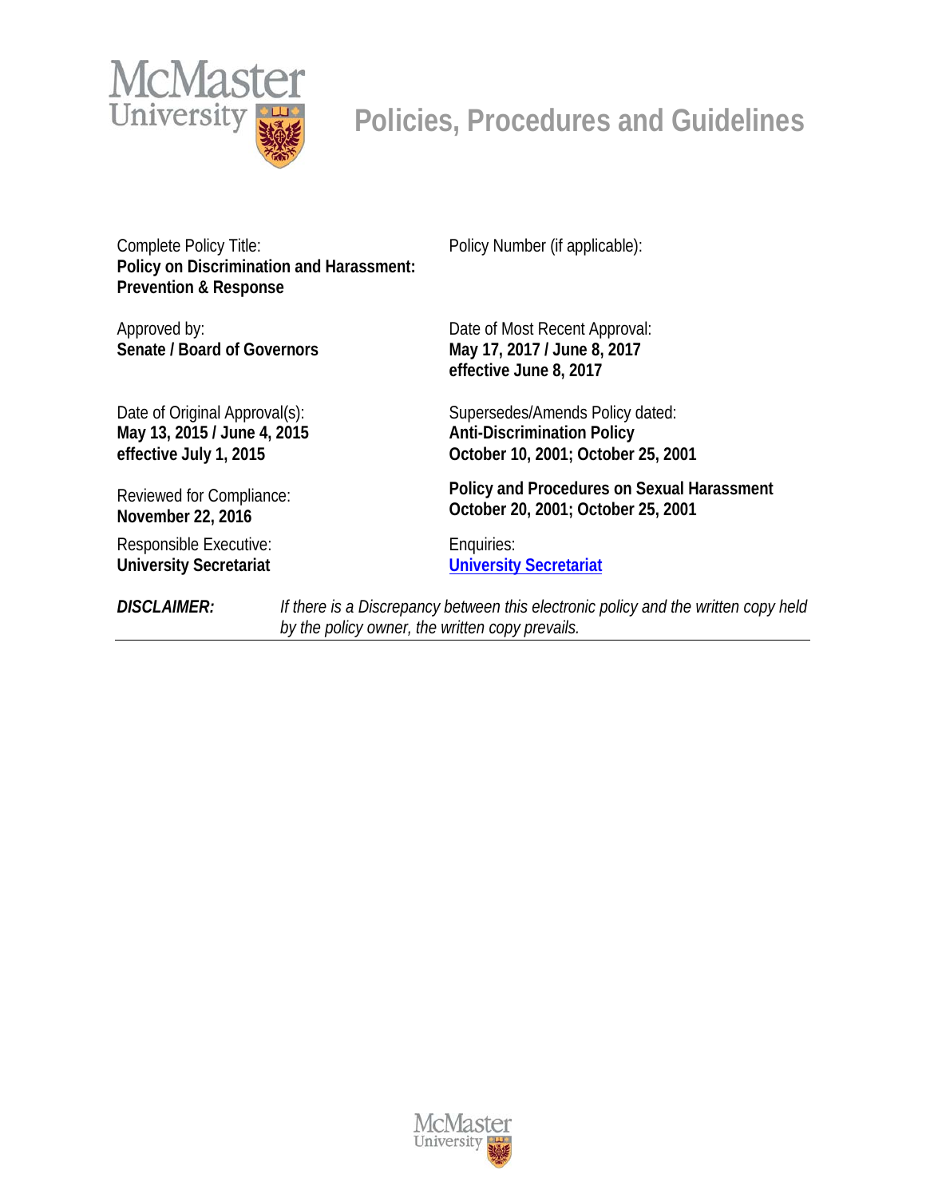# Policies, Procedures and Guidelines

| | |
|---|---|
| Complete Policy Title:<br>**Policy on Discrimination and Harassment: Prevention & Response** | Policy Number (if applicable): |
| Approved by:<br>**Senate / Board of Governors** | Date of Most Recent Approval:<br>**May 17, 2017 / June 8, 2017 effective June 8, 2017** |
| Date of Original Approval(s):<br>**May 13, 2015 / June 4, 2015 effective July 1, 2015** | Supersedes/Amends Policy dated:<br>**Anti-Discrimination Policy October 10, 2001; October 25, 2001** |
| Reviewed for Compliance:<br>**November 22, 2016** | **Policy and Procedures on Sexual Harassment October 20, 2001; October 25, 2001** |
| Responsible Executive:<br>**University Secretariat** | Enquiries:<br>**University Secretariat** |

***DISCLAIMER:*** *If there is a Discrepancy between this electronic policy and the written copy held by the policy owner, the written copy prevails.*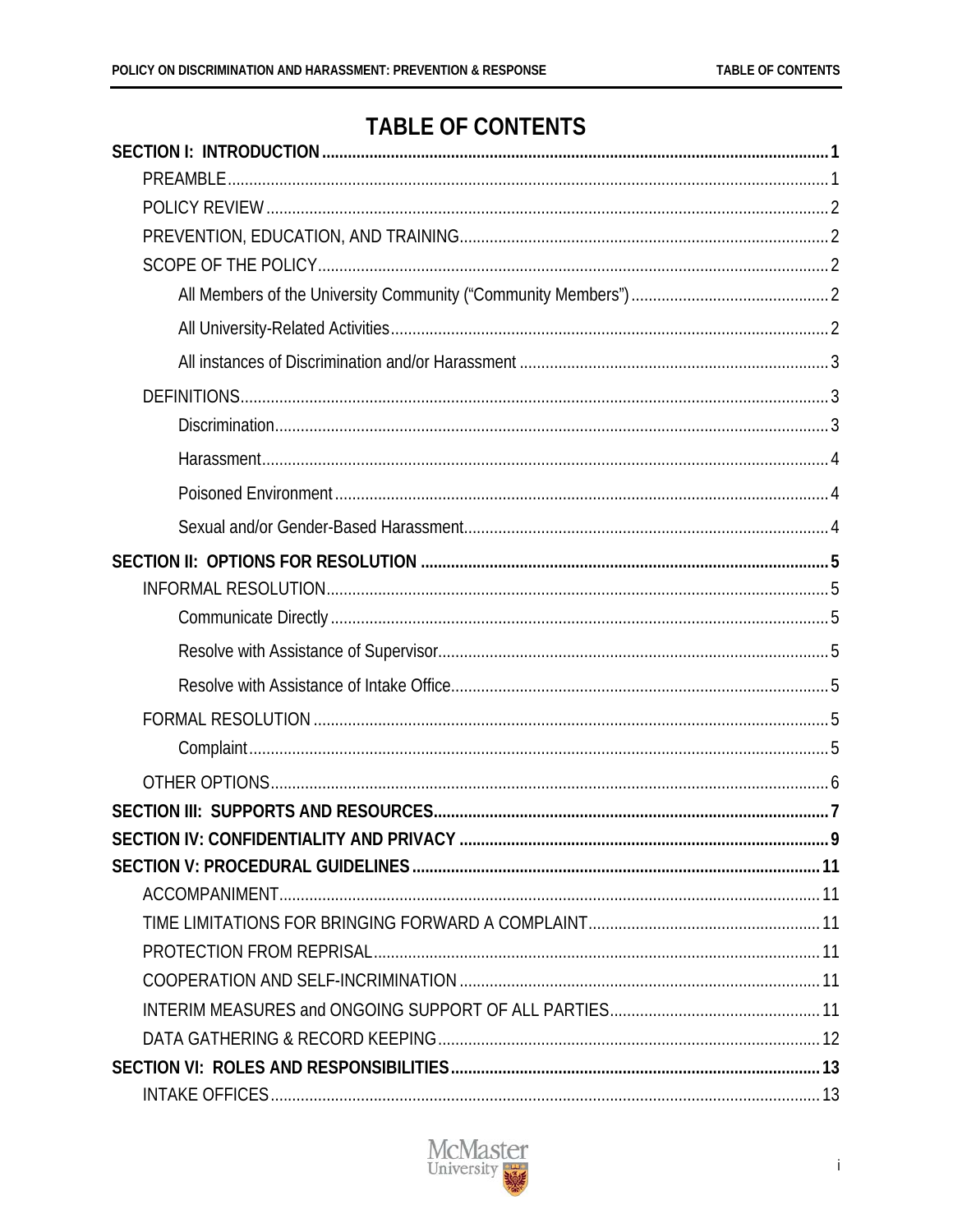# TABLE OF CONTENTS

**SECTION I: INTRODUCTION** .......... **1**

- PREAMBLE .......... 1
- POLICY REVIEW .......... 2
- PREVENTION, EDUCATION, AND TRAINING .......... 2
- SCOPE OF THE POLICY .......... 2
  - All Members of the University Community ("Community Members") .......... 2
  - All University-Related Activities .......... 2
  - All instances of Discrimination and/or Harassment .......... 3
- DEFINITIONS .......... 3
  - Discrimination .......... 3
  - Harassment .......... 4
  - Poisoned Environment .......... 4
  - Sexual and/or Gender-Based Harassment .......... 4

**SECTION II: OPTIONS FOR RESOLUTION** .......... **5**

- INFORMAL RESOLUTION .......... 5
  - Communicate Directly .......... 5
  - Resolve with Assistance of Supervisor .......... 5
  - Resolve with Assistance of Intake Office .......... 5
- FORMAL RESOLUTION .......... 5
  - Complaint .......... 5
- OTHER OPTIONS .......... 6

**SECTION III: SUPPORTS AND RESOURCES** .......... **7**

**SECTION IV: CONFIDENTIALITY AND PRIVACY** .......... **9**

**SECTION V: PROCEDURAL GUIDELINES** .......... **11**

- ACCOMPANIMENT .......... 11
- TIME LIMITATIONS FOR BRINGING FORWARD A COMPLAINT .......... 11
- PROTECTION FROM REPRISAL .......... 11
- COOPERATION AND SELF-INCRIMINATION .......... 11
- INTERIM MEASURES and ONGOING SUPPORT OF ALL PARTIES .......... 11
- DATA GATHERING & RECORD KEEPING .......... 12

**SECTION VI: ROLES AND RESPONSIBILITIES** .......... **13**

- INTAKE OFFICES .......... 13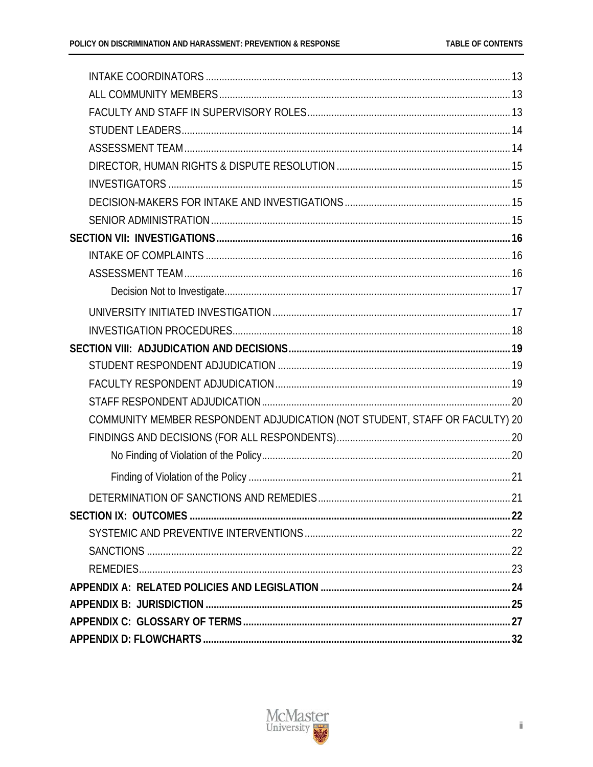INTAKE COORDINATORS ..... 13

ALL COMMUNITY MEMBERS ..... 13

FACULTY AND STAFF IN SUPERVISORY ROLES ..... 13

STUDENT LEADERS ..... 14

ASSESSMENT TEAM ..... 14

DIRECTOR, HUMAN RIGHTS & DISPUTE RESOLUTION ..... 15

INVESTIGATORS ..... 15

DECISION-MAKERS FOR INTAKE AND INVESTIGATIONS ..... 15

SENIOR ADMINISTRATION ..... 15

**SECTION VII: INVESTIGATIONS ..... 16**

INTAKE OF COMPLAINTS ..... 16

ASSESSMENT TEAM ..... 16

Decision Not to Investigate ..... 17

UNIVERSITY INITIATED INVESTIGATION ..... 17

INVESTIGATION PROCEDURES ..... 18

**SECTION VIII: ADJUDICATION AND DECISIONS ..... 19**

STUDENT RESPONDENT ADJUDICATION ..... 19

FACULTY RESPONDENT ADJUDICATION ..... 19

STAFF RESPONDENT ADJUDICATION ..... 20

COMMUNITY MEMBER RESPONDENT ADJUDICATION (NOT STUDENT, STAFF OR FACULTY) 20

FINDINGS AND DECISIONS (FOR ALL RESPONDENTS) ..... 20

No Finding of Violation of the Policy ..... 20

Finding of Violation of the Policy ..... 21

DETERMINATION OF SANCTIONS AND REMEDIES ..... 21

**SECTION IX: OUTCOMES ..... 22**

SYSTEMIC AND PREVENTIVE INTERVENTIONS ..... 22

SANCTIONS ..... 22

REMEDIES ..... 23

**APPENDIX A: RELATED POLICIES AND LEGISLATION ..... 24**

**APPENDIX B: JURISDICTION ..... 25**

**APPENDIX C: GLOSSARY OF TERMS ..... 27**

**APPENDIX D: FLOWCHARTS ..... 32**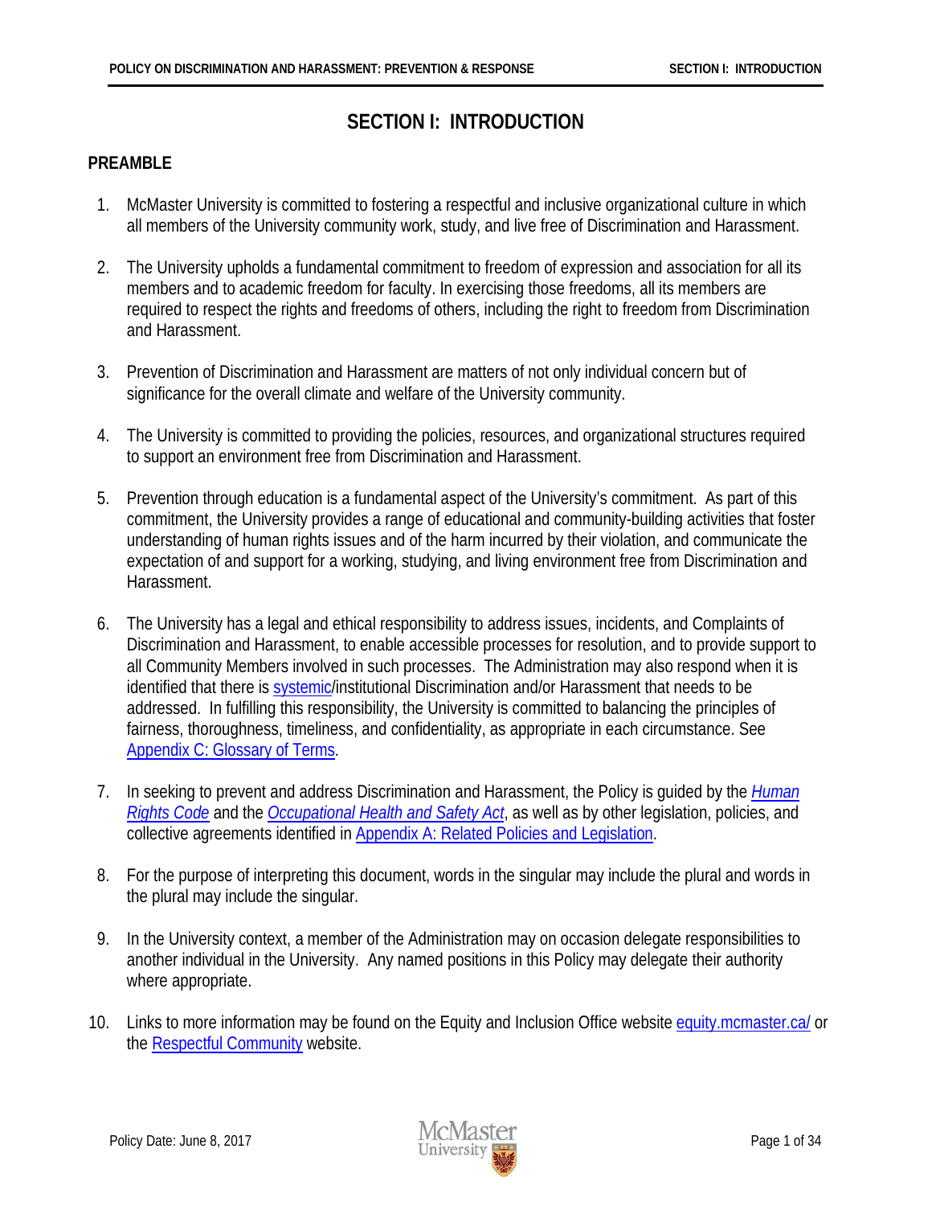# SECTION I: INTRODUCTION

## PREAMBLE

1. McMaster University is committed to fostering a respectful and inclusive organizational culture in which all members of the University community work, study, and live free of Discrimination and Harassment.

2. The University upholds a fundamental commitment to freedom of expression and association for all its members and to academic freedom for faculty. In exercising those freedoms, all its members are required to respect the rights and freedoms of others, including the right to freedom from Discrimination and Harassment.

3. Prevention of Discrimination and Harassment are matters of not only individual concern but of significance for the overall climate and welfare of the University community.

4. The University is committed to providing the policies, resources, and organizational structures required to support an environment free from Discrimination and Harassment.

5. Prevention through education is a fundamental aspect of the University's commitment. As part of this commitment, the University provides a range of educational and community-building activities that foster understanding of human rights issues and of the harm incurred by their violation, and communicate the expectation of and support for a working, studying, and living environment free from Discrimination and Harassment.

6. The University has a legal and ethical responsibility to address issues, incidents, and Complaints of Discrimination and Harassment, to enable accessible processes for resolution, and to provide support to all Community Members involved in such processes. The Administration may also respond when it is identified that there is systemic/institutional Discrimination and/or Harassment that needs to be addressed. In fulfilling this responsibility, the University is committed to balancing the principles of fairness, thoroughness, timeliness, and confidentiality, as appropriate in each circumstance. See Appendix C: Glossary of Terms.

7. In seeking to prevent and address Discrimination and Harassment, the Policy is guided by the *Human Rights Code* and the *Occupational Health and Safety Act*, as well as by other legislation, policies, and collective agreements identified in Appendix A: Related Policies and Legislation.

8. For the purpose of interpreting this document, words in the singular may include the plural and words in the plural may include the singular.

9. In the University context, a member of the Administration may on occasion delegate responsibilities to another individual in the University. Any named positions in this Policy may delegate their authority where appropriate.

10. Links to more information may be found on the Equity and Inclusion Office website equity.mcmaster.ca/ or the Respectful Community website.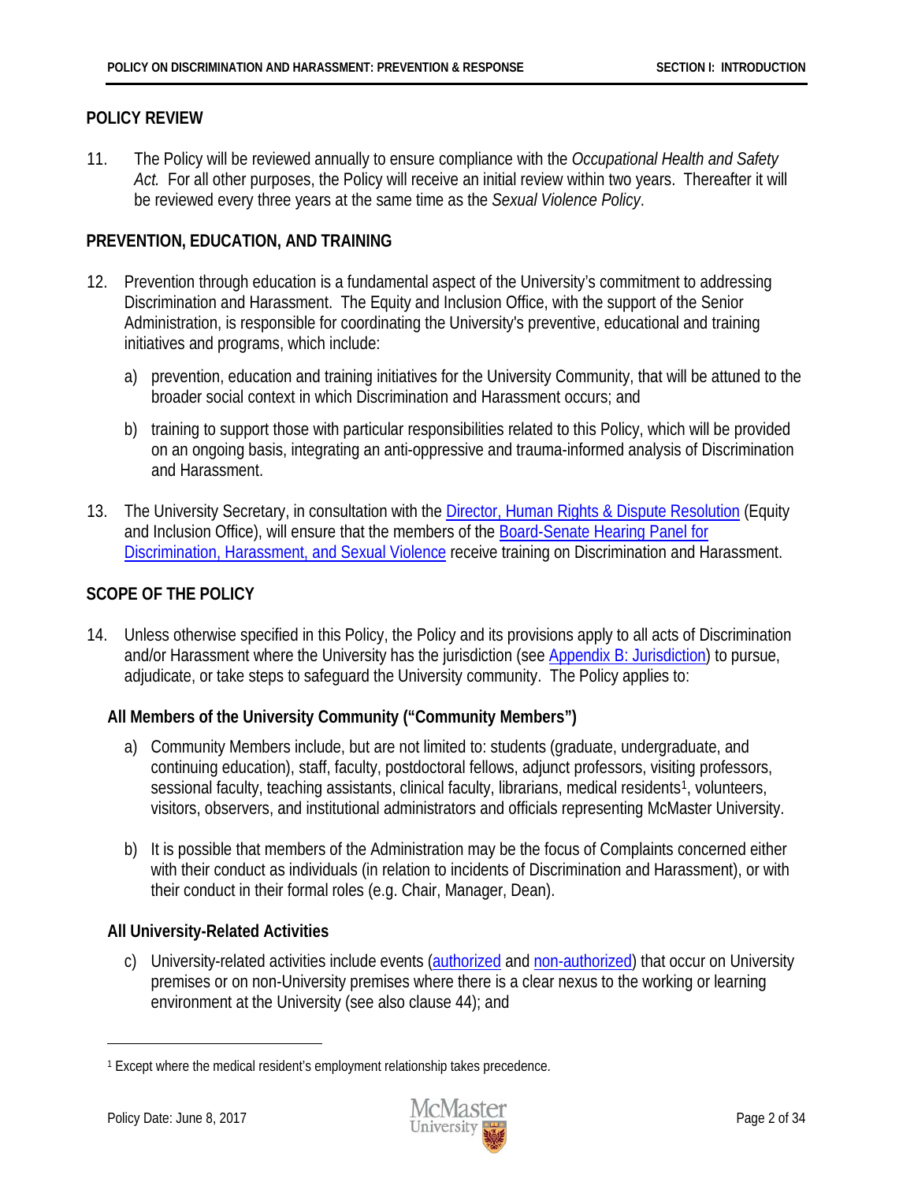## POLICY REVIEW

11. The Policy will be reviewed annually to ensure compliance with the *Occupational Health and Safety Act.* For all other purposes, the Policy will receive an initial review within two years. Thereafter it will be reviewed every three years at the same time as the *Sexual Violence Policy*.

## PREVENTION, EDUCATION, AND TRAINING

12. Prevention through education is a fundamental aspect of the University's commitment to addressing Discrimination and Harassment. The Equity and Inclusion Office, with the support of the Senior Administration, is responsible for coordinating the University's preventive, educational and training initiatives and programs, which include:

    a) prevention, education and training initiatives for the University Community, that will be attuned to the broader social context in which Discrimination and Harassment occurs; and

    b) training to support those with particular responsibilities related to this Policy, which will be provided on an ongoing basis, integrating an anti-oppressive and trauma-informed analysis of Discrimination and Harassment.

13. The University Secretary, in consultation with the Director, Human Rights & Dispute Resolution (Equity and Inclusion Office), will ensure that the members of the Board-Senate Hearing Panel for Discrimination, Harassment, and Sexual Violence receive training on Discrimination and Harassment.

## SCOPE OF THE POLICY

14. Unless otherwise specified in this Policy, the Policy and its provisions apply to all acts of Discrimination and/or Harassment where the University has the jurisdiction (see Appendix B: Jurisdiction) to pursue, adjudicate, or take steps to safeguard the University community. The Policy applies to:

### All Members of the University Community ("Community Members")

a) Community Members include, but are not limited to: students (graduate, undergraduate, and continuing education), staff, faculty, postdoctoral fellows, adjunct professors, visiting professors, sessional faculty, teaching assistants, clinical faculty, librarians, medical residents[1], volunteers, visitors, observers, and institutional administrators and officials representing McMaster University.

b) It is possible that members of the Administration may be the focus of Complaints concerned either with their conduct as individuals (in relation to incidents of Discrimination and Harassment), or with their conduct in their formal roles (e.g. Chair, Manager, Dean).

### All University-Related Activities

c) University-related activities include events (authorized and non-authorized) that occur on University premises or on non-University premises where there is a clear nexus to the working or learning environment at the University (see also clause 44); and

[1] Except where the medical resident's employment relationship takes precedence.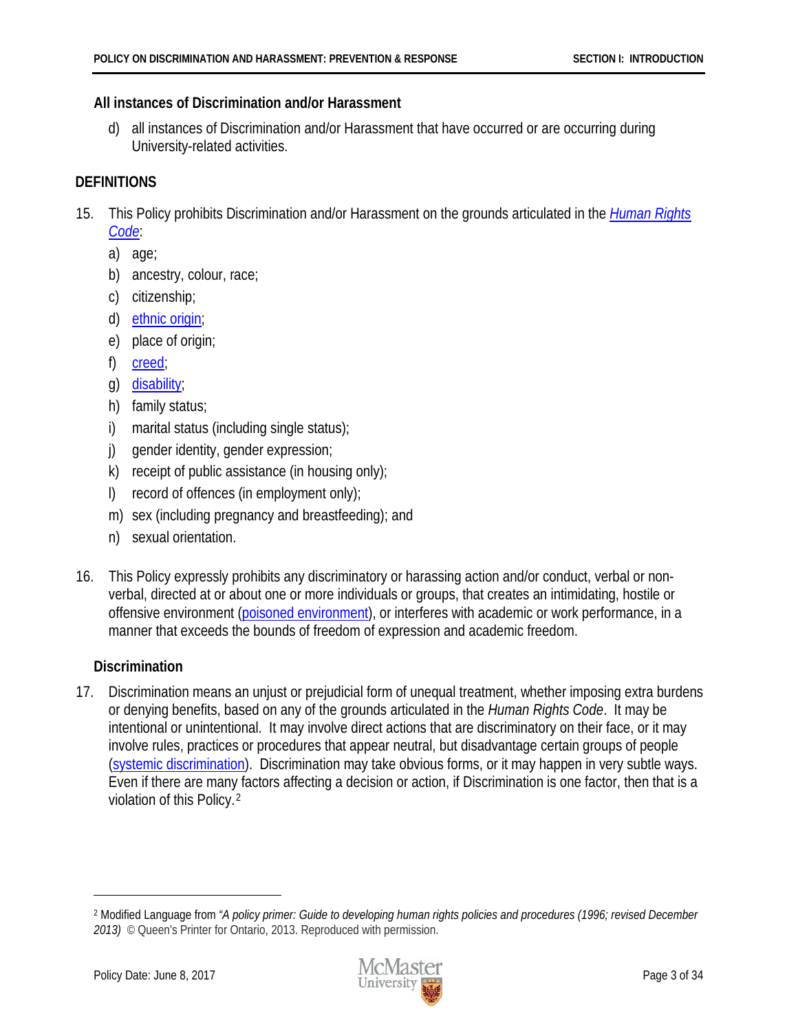### All instances of Discrimination and/or Harassment

d) all instances of Discrimination and/or Harassment that have occurred or are occurring during University-related activities.

## DEFINITIONS

15. This Policy prohibits Discrimination and/or Harassment on the grounds articulated in the *Human Rights Code*:

    a) age;

    b) ancestry, colour, race;

    c) citizenship;

    d) ethnic origin;

    e) place of origin;

    f) creed;

    g) disability;

    h) family status;

    i) marital status (including single status);

    j) gender identity, gender expression;

    k) receipt of public assistance (in housing only);

    l) record of offences (in employment only);

    m) sex (including pregnancy and breastfeeding); and

    n) sexual orientation.

16. This Policy expressly prohibits any discriminatory or harassing action and/or conduct, verbal or non-verbal, directed at or about one or more individuals or groups, that creates an intimidating, hostile or offensive environment (poisoned environment), or interferes with academic or work performance, in a manner that exceeds the bounds of freedom of expression and academic freedom.

### Discrimination

17. Discrimination means an unjust or prejudicial form of unequal treatment, whether imposing extra burdens or denying benefits, based on any of the grounds articulated in the *Human Rights Code*. It may be intentional or unintentional. It may involve direct actions that are discriminatory on their face, or it may involve rules, practices or procedures that appear neutral, but disadvantage certain groups of people (systemic discrimination). Discrimination may take obvious forms, or it may happen in very subtle ways. Even if there are many factors affecting a decision or action, if Discrimination is one factor, then that is a violation of this Policy.[2]

[2] Modified Language from *"A policy primer: Guide to developing human rights policies and procedures (1996; revised December 2013)"* © Queen's Printer for Ontario, 2013. Reproduced with permission.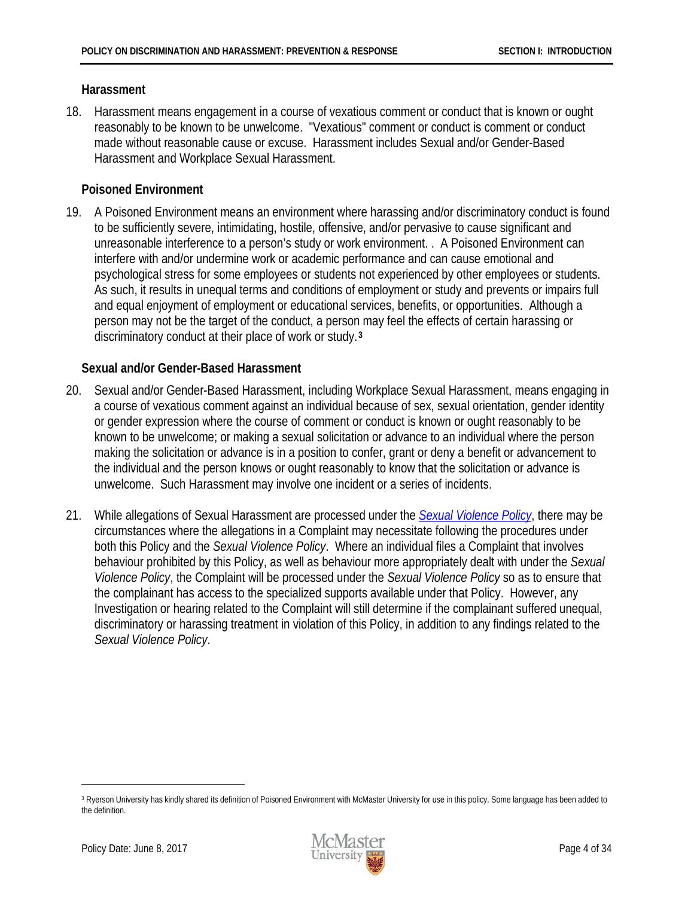### Harassment

18. Harassment means engagement in a course of vexatious comment or conduct that is known or ought reasonably to be known to be unwelcome. "Vexatious" comment or conduct is comment or conduct made without reasonable cause or excuse. Harassment includes Sexual and/or Gender-Based Harassment and Workplace Sexual Harassment.

### Poisoned Environment

19. A Poisoned Environment means an environment where harassing and/or discriminatory conduct is found to be sufficiently severe, intimidating, hostile, offensive, and/or pervasive to cause significant and unreasonable interference to a person's study or work environment. . A Poisoned Environment can interfere with and/or undermine work or academic performance and can cause emotional and psychological stress for some employees or students not experienced by other employees or students. As such, it results in unequal terms and conditions of employment or study and prevents or impairs full and equal enjoyment of employment or educational services, benefits, or opportunities. Although a person may not be the target of the conduct, a person may feel the effects of certain harassing or discriminatory conduct at their place of work or study.[3]

### Sexual and/or Gender-Based Harassment

20. Sexual and/or Gender-Based Harassment, including Workplace Sexual Harassment, means engaging in a course of vexatious comment against an individual because of sex, sexual orientation, gender identity or gender expression where the course of comment or conduct is known or ought reasonably to be known to be unwelcome; or making a sexual solicitation or advance to an individual where the person making the solicitation or advance is in a position to confer, grant or deny a benefit or advancement to the individual and the person knows or ought reasonably to know that the solicitation or advance is unwelcome. Such Harassment may involve one incident or a series of incidents.

21. While allegations of Sexual Harassment are processed under the *Sexual Violence Policy*, there may be circumstances where the allegations in a Complaint may necessitate following the procedures under both this Policy and the *Sexual Violence Policy*. Where an individual files a Complaint that involves behaviour prohibited by this Policy, as well as behaviour more appropriately dealt with under the *Sexual Violence Policy*, the Complaint will be processed under the *Sexual Violence Policy* so as to ensure that the complainant has access to the specialized supports available under that Policy. However, any Investigation or hearing related to the Complaint will still determine if the complainant suffered unequal, discriminatory or harassing treatment in violation of this Policy, in addition to any findings related to the *Sexual Violence Policy*.

[3] Ryerson University has kindly shared its definition of Poisoned Environment with McMaster University for use in this policy. Some language has been added to the definition.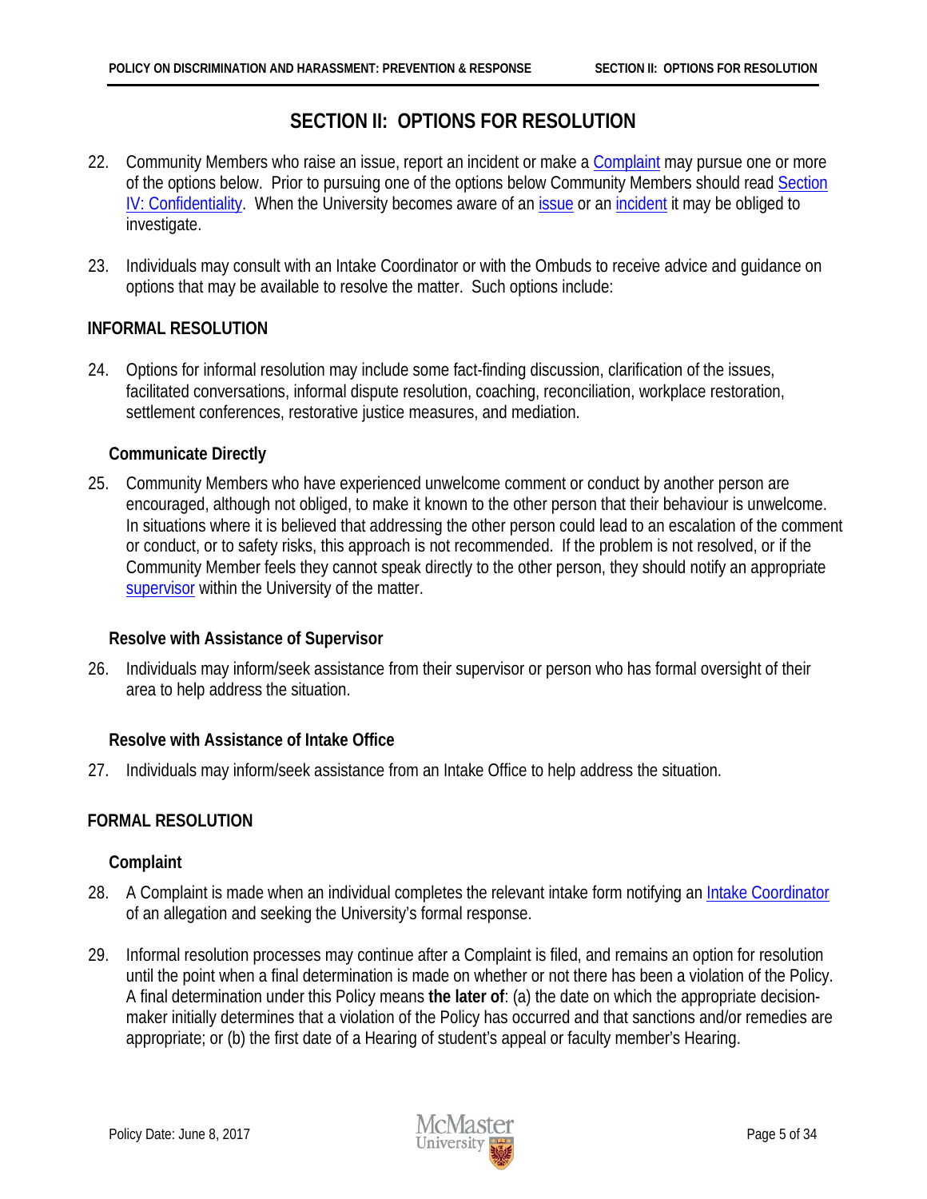# SECTION II: OPTIONS FOR RESOLUTION

22. Community Members who raise an issue, report an incident or make a Complaint may pursue one or more of the options below. Prior to pursuing one of the options below Community Members should read Section IV: Confidentiality. When the University becomes aware of an issue or an incident it may be obliged to investigate.

23. Individuals may consult with an Intake Coordinator or with the Ombuds to receive advice and guidance on options that may be available to resolve the matter. Such options include:

## INFORMAL RESOLUTION

24. Options for informal resolution may include some fact-finding discussion, clarification of the issues, facilitated conversations, informal dispute resolution, coaching, reconciliation, workplace restoration, settlement conferences, restorative justice measures, and mediation.

### Communicate Directly

25. Community Members who have experienced unwelcome comment or conduct by another person are encouraged, although not obliged, to make it known to the other person that their behaviour is unwelcome. In situations where it is believed that addressing the other person could lead to an escalation of the comment or conduct, or to safety risks, this approach is not recommended. If the problem is not resolved, or if the Community Member feels they cannot speak directly to the other person, they should notify an appropriate supervisor within the University of the matter.

### Resolve with Assistance of Supervisor

26. Individuals may inform/seek assistance from their supervisor or person who has formal oversight of their area to help address the situation.

### Resolve with Assistance of Intake Office

27. Individuals may inform/seek assistance from an Intake Office to help address the situation.

## FORMAL RESOLUTION

### Complaint

28. A Complaint is made when an individual completes the relevant intake form notifying an Intake Coordinator of an allegation and seeking the University's formal response.

29. Informal resolution processes may continue after a Complaint is filed, and remains an option for resolution until the point when a final determination is made on whether or not there has been a violation of the Policy. A final determination under this Policy means **the later of**: (a) the date on which the appropriate decision-maker initially determines that a violation of the Policy has occurred and that sanctions and/or remedies are appropriate; or (b) the first date of a Hearing of student's appeal or faculty member's Hearing.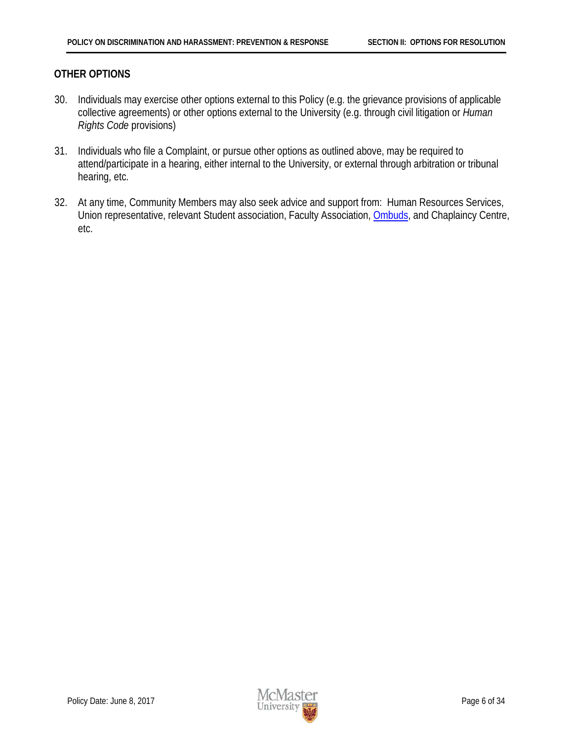## OTHER OPTIONS

30. Individuals may exercise other options external to this Policy (e.g. the grievance provisions of applicable collective agreements) or other options external to the University (e.g. through civil litigation or *Human Rights Code* provisions)

31. Individuals who file a Complaint, or pursue other options as outlined above, may be required to attend/participate in a hearing, either internal to the University, or external through arbitration or tribunal hearing, etc.

32. At any time, Community Members may also seek advice and support from: Human Resources Services, Union representative, relevant Student association, Faculty Association, Ombuds, and Chaplaincy Centre, etc.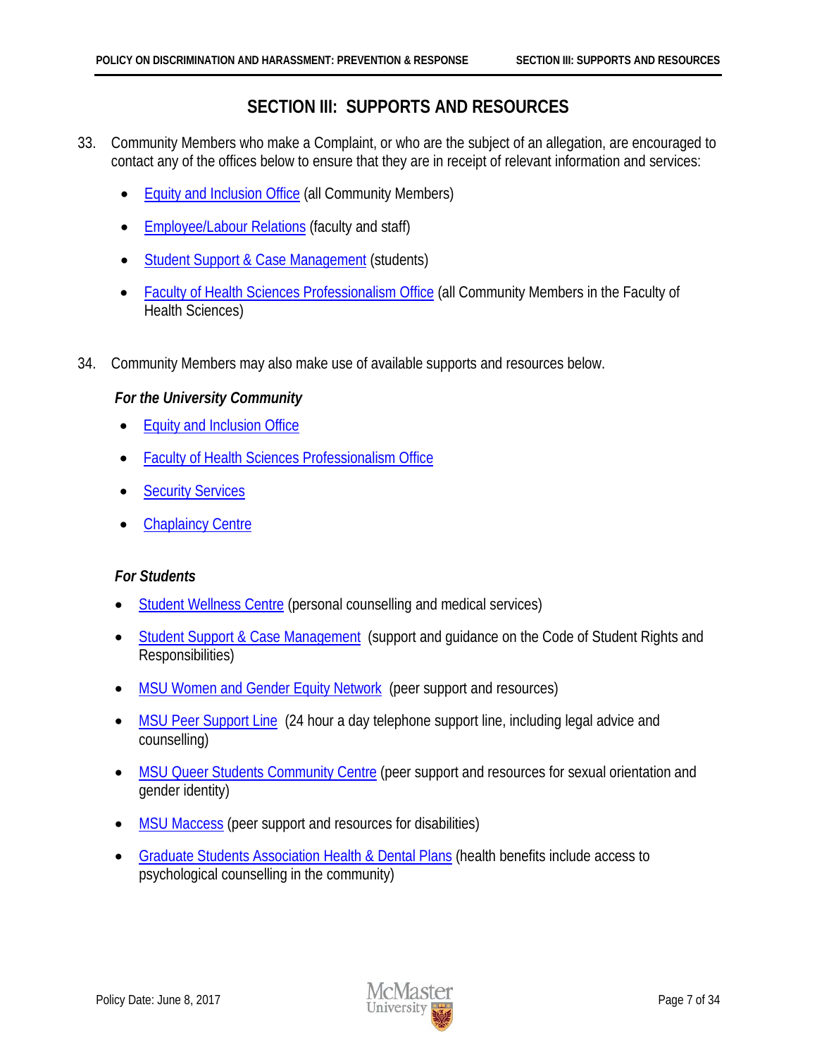## SECTION III: SUPPORTS AND RESOURCES

33. Community Members who make a Complaint, or who are the subject of an allegation, are encouraged to contact any of the offices below to ensure that they are in receipt of relevant information and services:

    - Equity and Inclusion Office (all Community Members)
    - Employee/Labour Relations (faculty and staff)
    - Student Support & Case Management (students)
    - Faculty of Health Sciences Professionalism Office (all Community Members in the Faculty of Health Sciences)

34. Community Members may also make use of available supports and resources below.

    ***For the University Community***

    - Equity and Inclusion Office
    - Faculty of Health Sciences Professionalism Office
    - Security Services
    - Chaplaincy Centre

    ***For Students***

    - Student Wellness Centre (personal counselling and medical services)
    - Student Support & Case Management (support and guidance on the Code of Student Rights and Responsibilities)
    - MSU Women and Gender Equity Network (peer support and resources)
    - MSU Peer Support Line (24 hour a day telephone support line, including legal advice and counselling)
    - MSU Queer Students Community Centre (peer support and resources for sexual orientation and gender identity)
    - MSU Maccess (peer support and resources for disabilities)
    - Graduate Students Association Health & Dental Plans (health benefits include access to psychological counselling in the community)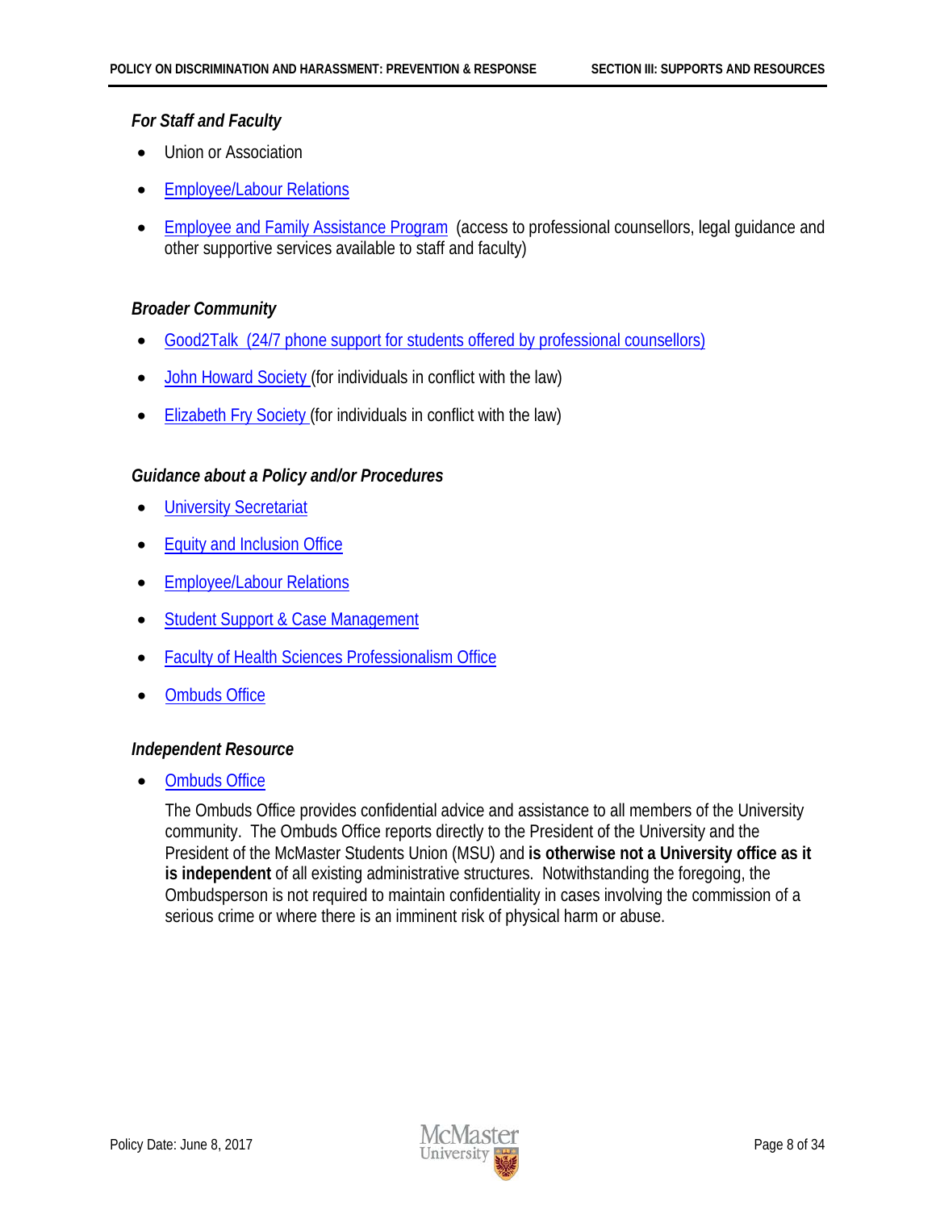***For Staff and Faculty***

- Union or Association
- Employee/Labour Relations
- Employee and Family Assistance Program (access to professional counsellors, legal guidance and other supportive services available to staff and faculty)

***Broader Community***

- Good2Talk (24/7 phone support for students offered by professional counsellors)
- John Howard Society (for individuals in conflict with the law)
- Elizabeth Fry Society (for individuals in conflict with the law)

***Guidance about a Policy and/or Procedures***

- University Secretariat
- Equity and Inclusion Office
- Employee/Labour Relations
- Student Support & Case Management
- Faculty of Health Sciences Professionalism Office
- Ombuds Office

***Independent Resource***

- Ombuds Office

  The Ombuds Office provides confidential advice and assistance to all members of the University community. The Ombuds Office reports directly to the President of the University and the President of the McMaster Students Union (MSU) and **is otherwise not a University office as it is independent** of all existing administrative structures. Notwithstanding the foregoing, the Ombudsperson is not required to maintain confidentiality in cases involving the commission of a serious crime or where there is an imminent risk of physical harm or abuse.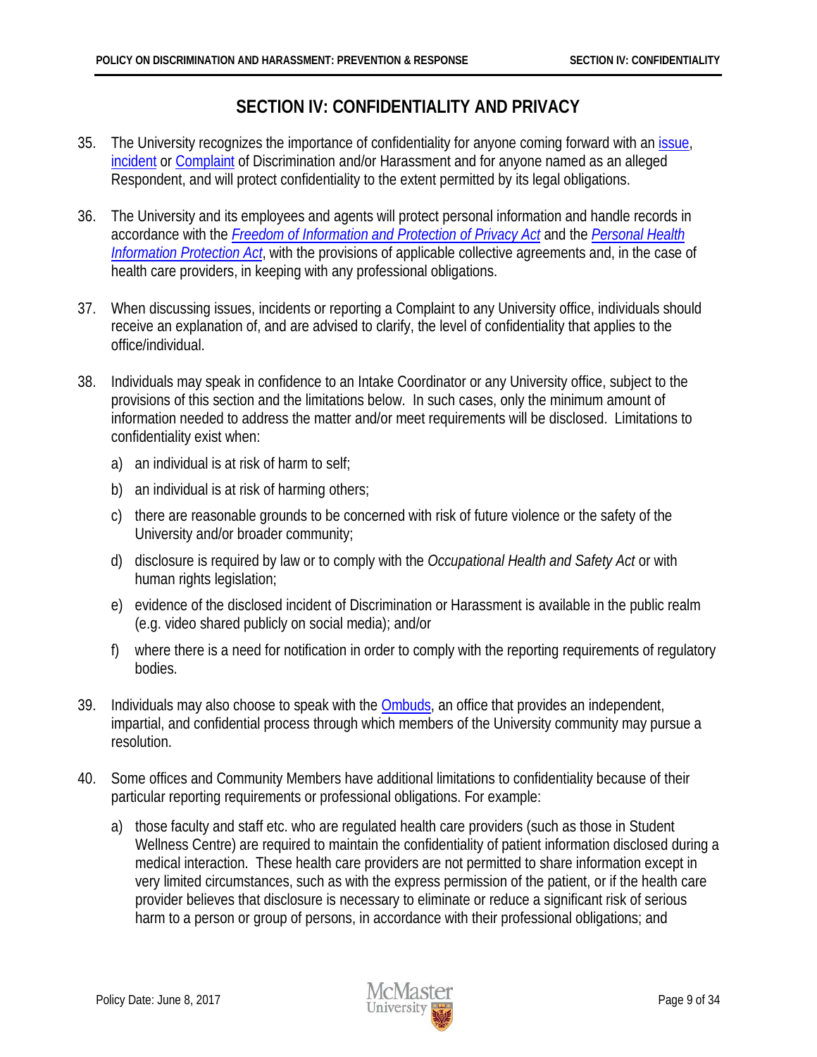## SECTION IV: CONFIDENTIALITY AND PRIVACY

35. The University recognizes the importance of confidentiality for anyone coming forward with an issue, incident or Complaint of Discrimination and/or Harassment and for anyone named as an alleged Respondent, and will protect confidentiality to the extent permitted by its legal obligations.

36. The University and its employees and agents will protect personal information and handle records in accordance with the *Freedom of Information and Protection of Privacy Act* and the *Personal Health Information Protection Act*, with the provisions of applicable collective agreements and, in the case of health care providers, in keeping with any professional obligations.

37. When discussing issues, incidents or reporting a Complaint to any University office, individuals should receive an explanation of, and are advised to clarify, the level of confidentiality that applies to the office/individual.

38. Individuals may speak in confidence to an Intake Coordinator or any University office, subject to the provisions of this section and the limitations below. In such cases, only the minimum amount of information needed to address the matter and/or meet requirements will be disclosed. Limitations to confidentiality exist when:

    a) an individual is at risk of harm to self;

    b) an individual is at risk of harming others;

    c) there are reasonable grounds to be concerned with risk of future violence or the safety of the University and/or broader community;

    d) disclosure is required by law or to comply with the *Occupational Health and Safety Act* or with human rights legislation;

    e) evidence of the disclosed incident of Discrimination or Harassment is available in the public realm (e.g. video shared publicly on social media); and/or

    f) where there is a need for notification in order to comply with the reporting requirements of regulatory bodies.

39. Individuals may also choose to speak with the Ombuds, an office that provides an independent, impartial, and confidential process through which members of the University community may pursue a resolution.

40. Some offices and Community Members have additional limitations to confidentiality because of their particular reporting requirements or professional obligations. For example:

    a) those faculty and staff etc. who are regulated health care providers (such as those in Student Wellness Centre) are required to maintain the confidentiality of patient information disclosed during a medical interaction. These health care providers are not permitted to share information except in very limited circumstances, such as with the express permission of the patient, or if the health care provider believes that disclosure is necessary to eliminate or reduce a significant risk of serious harm to a person or group of persons, in accordance with their professional obligations; and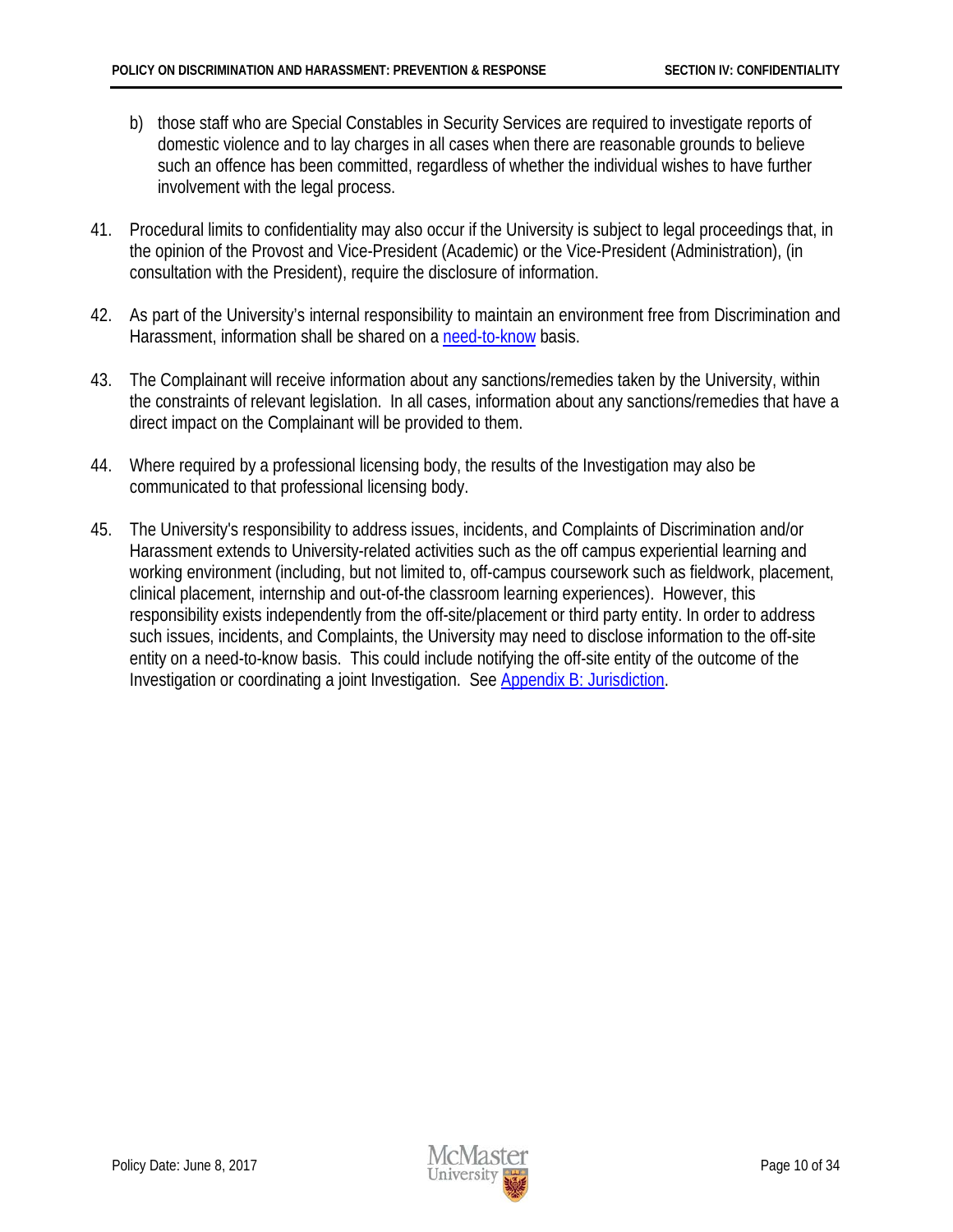b) those staff who are Special Constables in Security Services are required to investigate reports of domestic violence and to lay charges in all cases when there are reasonable grounds to believe such an offence has been committed, regardless of whether the individual wishes to have further involvement with the legal process.

41. Procedural limits to confidentiality may also occur if the University is subject to legal proceedings that, in the opinion of the Provost and Vice-President (Academic) or the Vice-President (Administration), (in consultation with the President), require the disclosure of information.

42. As part of the University's internal responsibility to maintain an environment free from Discrimination and Harassment, information shall be shared on a need-to-know basis.

43. The Complainant will receive information about any sanctions/remedies taken by the University, within the constraints of relevant legislation. In all cases, information about any sanctions/remedies that have a direct impact on the Complainant will be provided to them.

44. Where required by a professional licensing body, the results of the Investigation may also be communicated to that professional licensing body.

45. The University's responsibility to address issues, incidents, and Complaints of Discrimination and/or Harassment extends to University-related activities such as the off campus experiential learning and working environment (including, but not limited to, off-campus coursework such as fieldwork, placement, clinical placement, internship and out-of-the classroom learning experiences). However, this responsibility exists independently from the off-site/placement or third party entity. In order to address such issues, incidents, and Complaints, the University may need to disclose information to the off-site entity on a need-to-know basis. This could include notifying the off-site entity of the outcome of the Investigation or coordinating a joint Investigation. See Appendix B: Jurisdiction.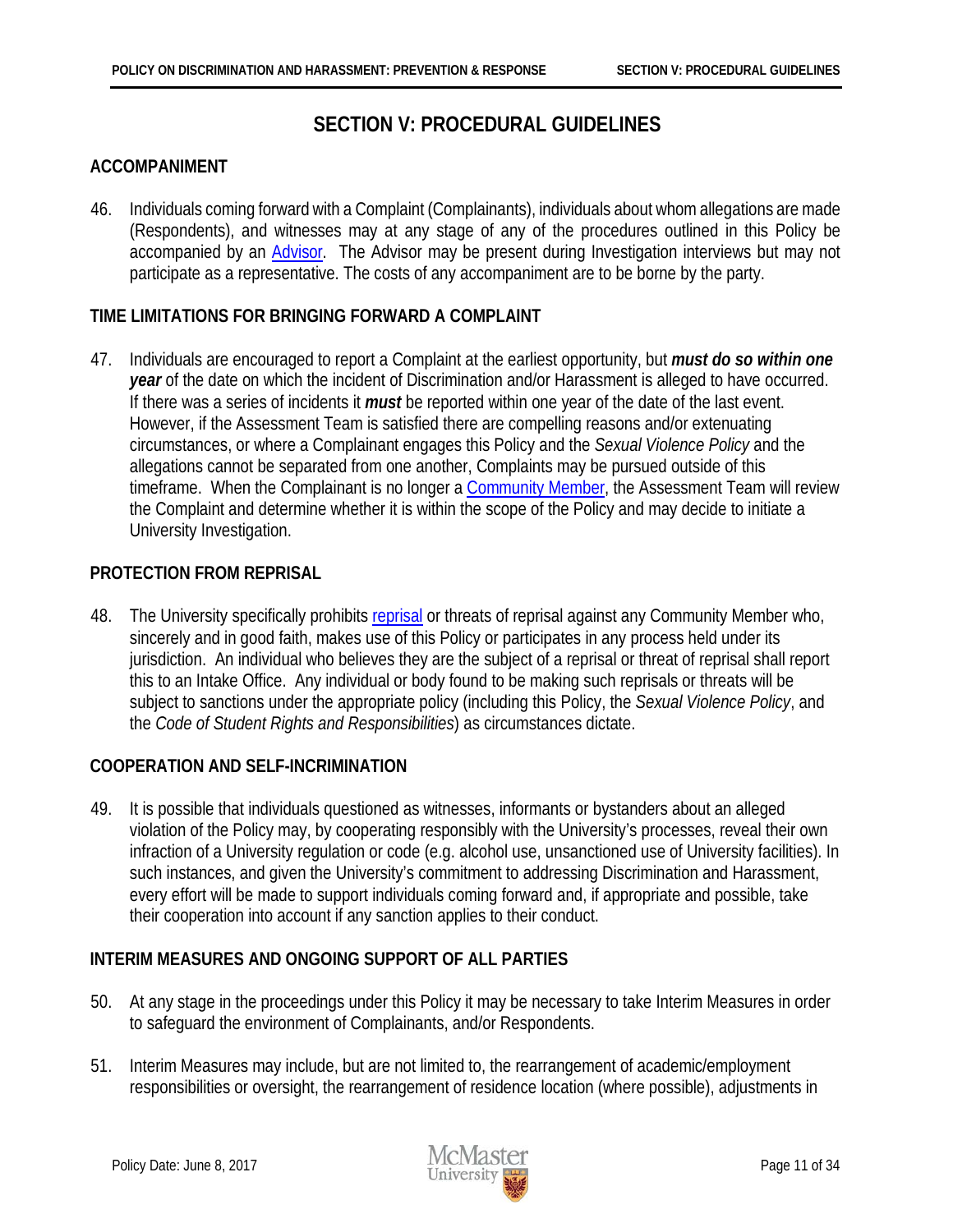# SECTION V: PROCEDURAL GUIDELINES

## ACCOMPANIMENT

46. Individuals coming forward with a Complaint (Complainants), individuals about whom allegations are made (Respondents), and witnesses may at any stage of any of the procedures outlined in this Policy be accompanied by an Advisor. The Advisor may be present during Investigation interviews but may not participate as a representative. The costs of any accompaniment are to be borne by the party.

## TIME LIMITATIONS FOR BRINGING FORWARD A COMPLAINT

47. Individuals are encouraged to report a Complaint at the earliest opportunity, but ***must do so within one year*** of the date on which the incident of Discrimination and/or Harassment is alleged to have occurred. If there was a series of incidents it ***must*** be reported within one year of the date of the last event. However, if the Assessment Team is satisfied there are compelling reasons and/or extenuating circumstances, or where a Complainant engages this Policy and the *Sexual Violence Policy* and the allegations cannot be separated from one another, Complaints may be pursued outside of this timeframe. When the Complainant is no longer a Community Member, the Assessment Team will review the Complaint and determine whether it is within the scope of the Policy and may decide to initiate a University Investigation.

## PROTECTION FROM REPRISAL

48. The University specifically prohibits reprisal or threats of reprisal against any Community Member who, sincerely and in good faith, makes use of this Policy or participates in any process held under its jurisdiction. An individual who believes they are the subject of a reprisal or threat of reprisal shall report this to an Intake Office. Any individual or body found to be making such reprisals or threats will be subject to sanctions under the appropriate policy (including this Policy, the *Sexual Violence Policy*, and the *Code of Student Rights and Responsibilities*) as circumstances dictate.

## COOPERATION AND SELF-INCRIMINATION

49. It is possible that individuals questioned as witnesses, informants or bystanders about an alleged violation of the Policy may, by cooperating responsibly with the University's processes, reveal their own infraction of a University regulation or code (e.g. alcohol use, unsanctioned use of University facilities). In such instances, and given the University's commitment to addressing Discrimination and Harassment, every effort will be made to support individuals coming forward and, if appropriate and possible, take their cooperation into account if any sanction applies to their conduct.

## INTERIM MEASURES AND ONGOING SUPPORT OF ALL PARTIES

50. At any stage in the proceedings under this Policy it may be necessary to take Interim Measures in order to safeguard the environment of Complainants, and/or Respondents.

51. Interim Measures may include, but are not limited to, the rearrangement of academic/employment responsibilities or oversight, the rearrangement of residence location (where possible), adjustments in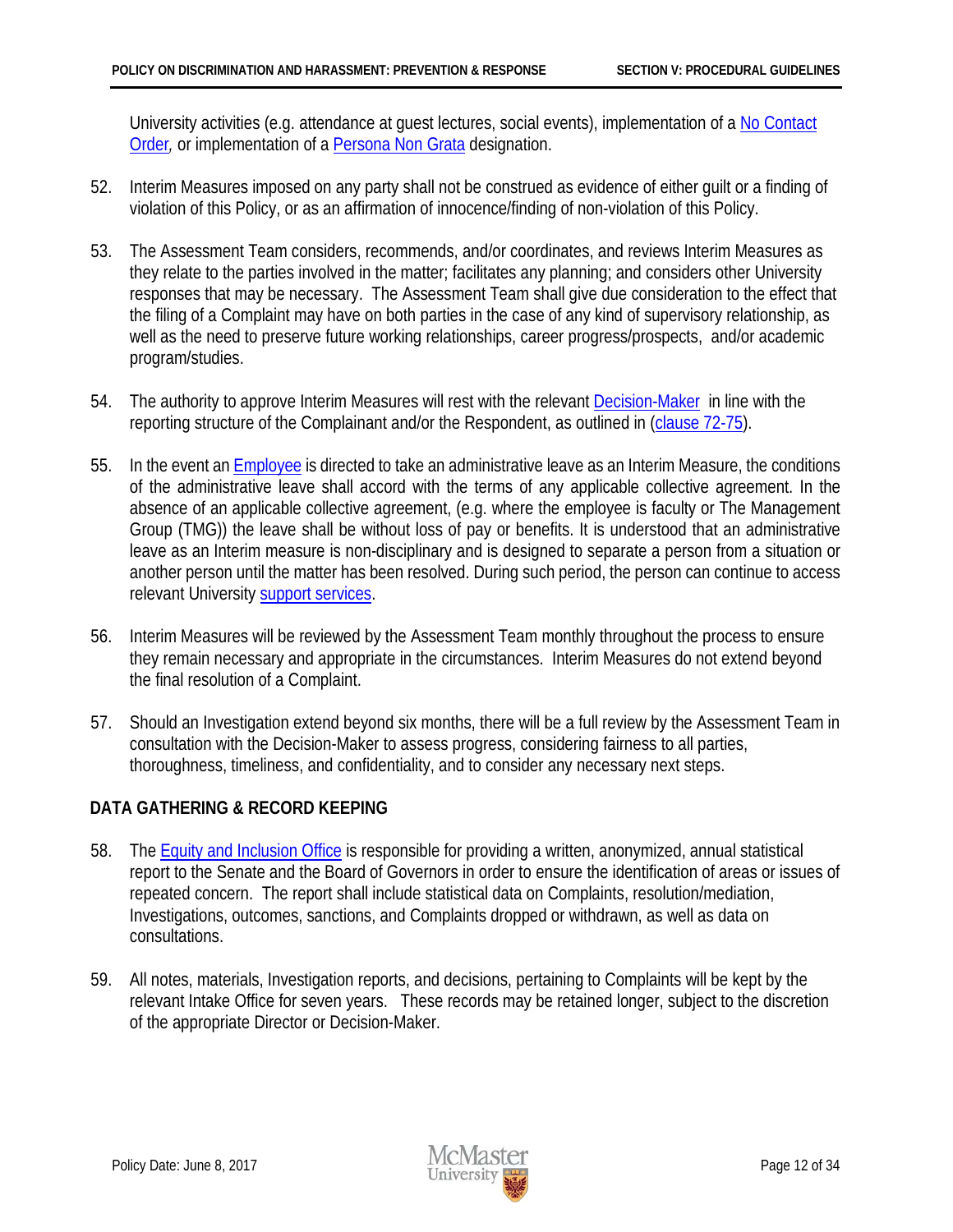University activities (e.g. attendance at guest lectures, social events), implementation of a No Contact Order, or implementation of a Persona Non Grata designation.

52. Interim Measures imposed on any party shall not be construed as evidence of either guilt or a finding of violation of this Policy, or as an affirmation of innocence/finding of non-violation of this Policy.

53. The Assessment Team considers, recommends, and/or coordinates, and reviews Interim Measures as they relate to the parties involved in the matter; facilitates any planning; and considers other University responses that may be necessary. The Assessment Team shall give due consideration to the effect that the filing of a Complaint may have on both parties in the case of any kind of supervisory relationship, as well as the need to preserve future working relationships, career progress/prospects, and/or academic program/studies.

54. The authority to approve Interim Measures will rest with the relevant Decision-Maker in line with the reporting structure of the Complainant and/or the Respondent, as outlined in (clause 72-75).

55. In the event an Employee is directed to take an administrative leave as an Interim Measure, the conditions of the administrative leave shall accord with the terms of any applicable collective agreement. In the absence of an applicable collective agreement, (e.g. where the employee is faculty or The Management Group (TMG)) the leave shall be without loss of pay or benefits. It is understood that an administrative leave as an Interim measure is non-disciplinary and is designed to separate a person from a situation or another person until the matter has been resolved. During such period, the person can continue to access relevant University support services.

56. Interim Measures will be reviewed by the Assessment Team monthly throughout the process to ensure they remain necessary and appropriate in the circumstances. Interim Measures do not extend beyond the final resolution of a Complaint.

57. Should an Investigation extend beyond six months, there will be a full review by the Assessment Team in consultation with the Decision-Maker to assess progress, considering fairness to all parties, thoroughness, timeliness, and confidentiality, and to consider any necessary next steps.

## DATA GATHERING & RECORD KEEPING

58. The Equity and Inclusion Office is responsible for providing a written, anonymized, annual statistical report to the Senate and the Board of Governors in order to ensure the identification of areas or issues of repeated concern. The report shall include statistical data on Complaints, resolution/mediation, Investigations, outcomes, sanctions, and Complaints dropped or withdrawn, as well as data on consultations.

59. All notes, materials, Investigation reports, and decisions, pertaining to Complaints will be kept by the relevant Intake Office for seven years. These records may be retained longer, subject to the discretion of the appropriate Director or Decision-Maker.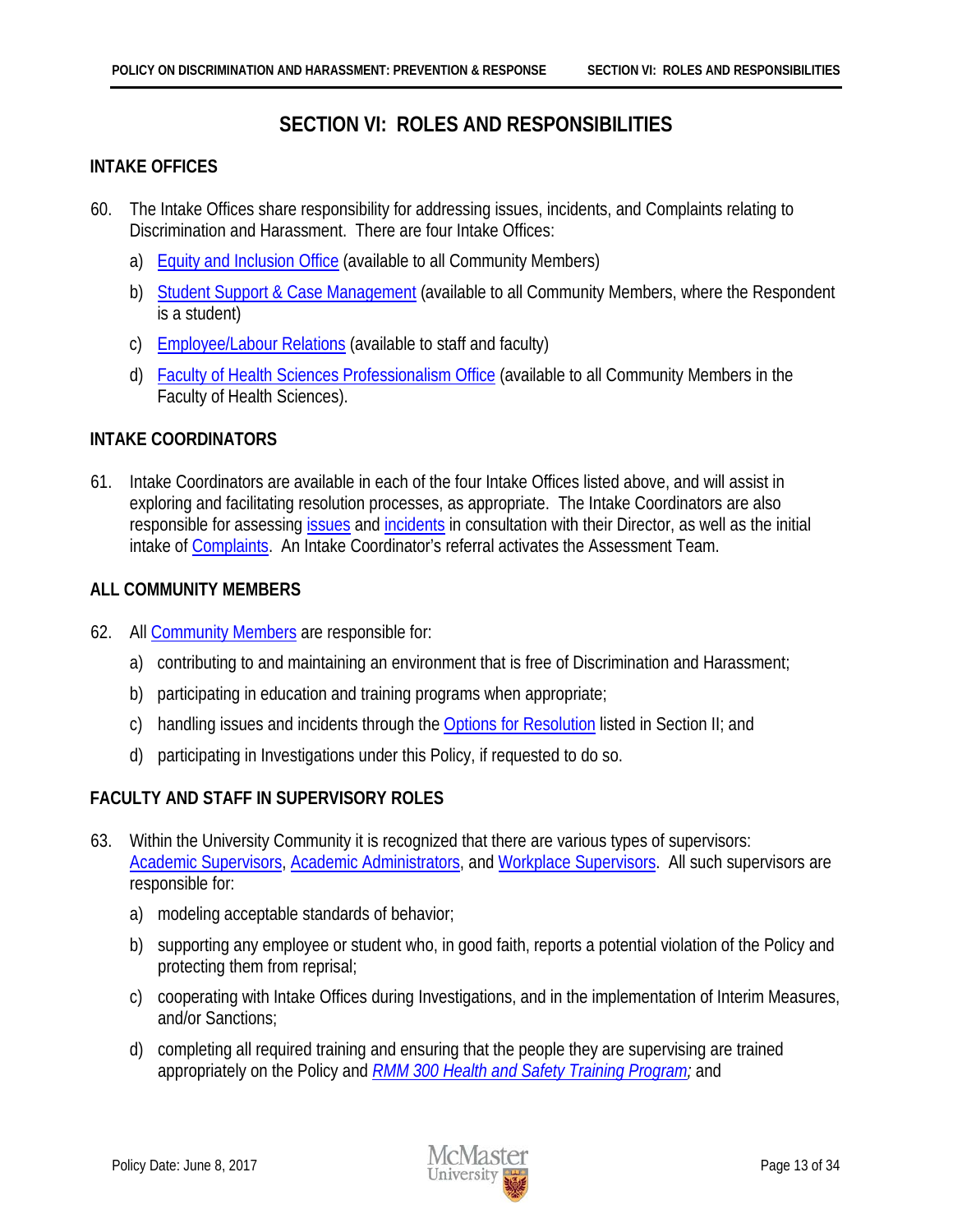# SECTION VI: ROLES AND RESPONSIBILITIES

## INTAKE OFFICES

60. The Intake Offices share responsibility for addressing issues, incidents, and Complaints relating to Discrimination and Harassment. There are four Intake Offices:

    a) Equity and Inclusion Office (available to all Community Members)

    b) Student Support & Case Management (available to all Community Members, where the Respondent is a student)

    c) Employee/Labour Relations (available to staff and faculty)

    d) Faculty of Health Sciences Professionalism Office (available to all Community Members in the Faculty of Health Sciences).

## INTAKE COORDINATORS

61. Intake Coordinators are available in each of the four Intake Offices listed above, and will assist in exploring and facilitating resolution processes, as appropriate. The Intake Coordinators are also responsible for assessing issues and incidents in consultation with their Director, as well as the initial intake of Complaints. An Intake Coordinator's referral activates the Assessment Team.

## ALL COMMUNITY MEMBERS

62. All Community Members are responsible for:

    a) contributing to and maintaining an environment that is free of Discrimination and Harassment;

    b) participating in education and training programs when appropriate;

    c) handling issues and incidents through the Options for Resolution listed in Section II; and

    d) participating in Investigations under this Policy, if requested to do so.

## FACULTY AND STAFF IN SUPERVISORY ROLES

63. Within the University Community it is recognized that there are various types of supervisors: Academic Supervisors, Academic Administrators, and Workplace Supervisors. All such supervisors are responsible for:

    a) modeling acceptable standards of behavior;

    b) supporting any employee or student who, in good faith, reports a potential violation of the Policy and protecting them from reprisal;

    c) cooperating with Intake Offices during Investigations, and in the implementation of Interim Measures, and/or Sanctions;

    d) completing all required training and ensuring that the people they are supervising are trained appropriately on the Policy and *RMM 300 Health and Safety Training Program;* and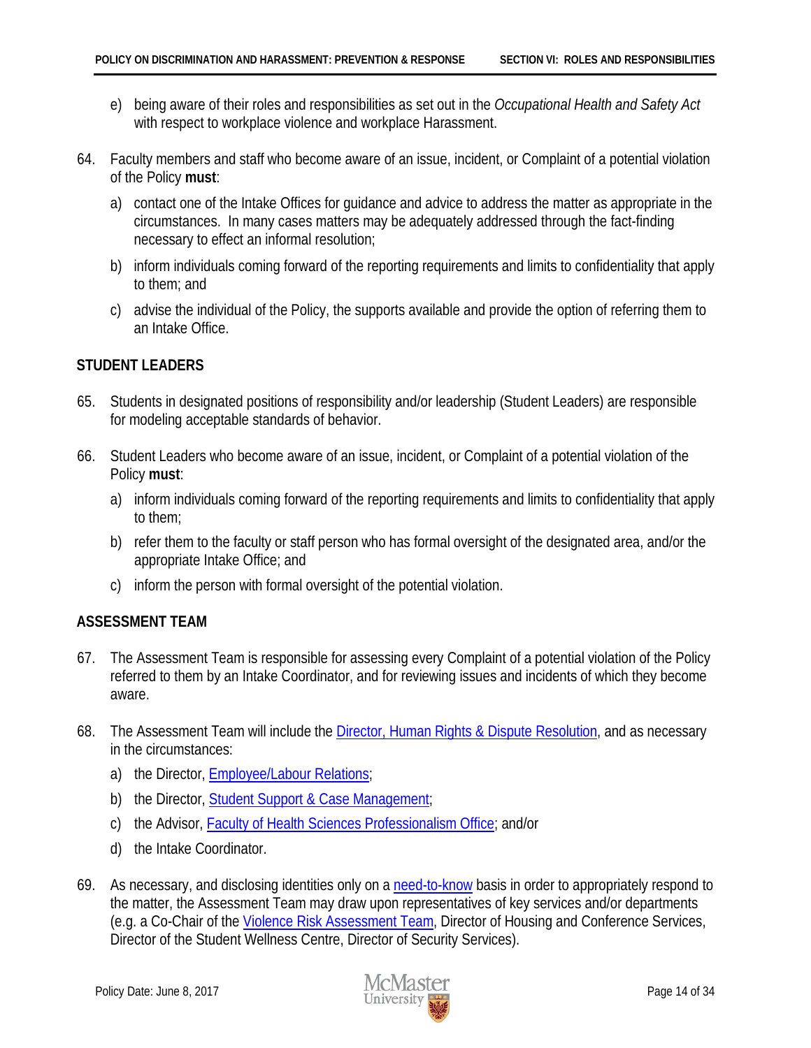e) being aware of their roles and responsibilities as set out in the *Occupational Health and Safety Act* with respect to workplace violence and workplace Harassment.

64. Faculty members and staff who become aware of an issue, incident, or Complaint of a potential violation of the Policy **must**:

    a) contact one of the Intake Offices for guidance and advice to address the matter as appropriate in the circumstances. In many cases matters may be adequately addressed through the fact-finding necessary to effect an informal resolution;

    b) inform individuals coming forward of the reporting requirements and limits to confidentiality that apply to them; and

    c) advise the individual of the Policy, the supports available and provide the option of referring them to an Intake Office.

## STUDENT LEADERS

65. Students in designated positions of responsibility and/or leadership (Student Leaders) are responsible for modeling acceptable standards of behavior.

66. Student Leaders who become aware of an issue, incident, or Complaint of a potential violation of the Policy **must**:

    a) inform individuals coming forward of the reporting requirements and limits to confidentiality that apply to them;

    b) refer them to the faculty or staff person who has formal oversight of the designated area, and/or the appropriate Intake Office; and

    c) inform the person with formal oversight of the potential violation.

## ASSESSMENT TEAM

67. The Assessment Team is responsible for assessing every Complaint of a potential violation of the Policy referred to them by an Intake Coordinator, and for reviewing issues and incidents of which they become aware.

68. The Assessment Team will include the Director, Human Rights & Dispute Resolution, and as necessary in the circumstances:

    a) the Director, Employee/Labour Relations;

    b) the Director, Student Support & Case Management;

    c) the Advisor, Faculty of Health Sciences Professionalism Office; and/or

    d) the Intake Coordinator.

69. As necessary, and disclosing identities only on a need-to-know basis in order to appropriately respond to the matter, the Assessment Team may draw upon representatives of key services and/or departments (e.g. a Co-Chair of the Violence Risk Assessment Team, Director of Housing and Conference Services, Director of the Student Wellness Centre, Director of Security Services).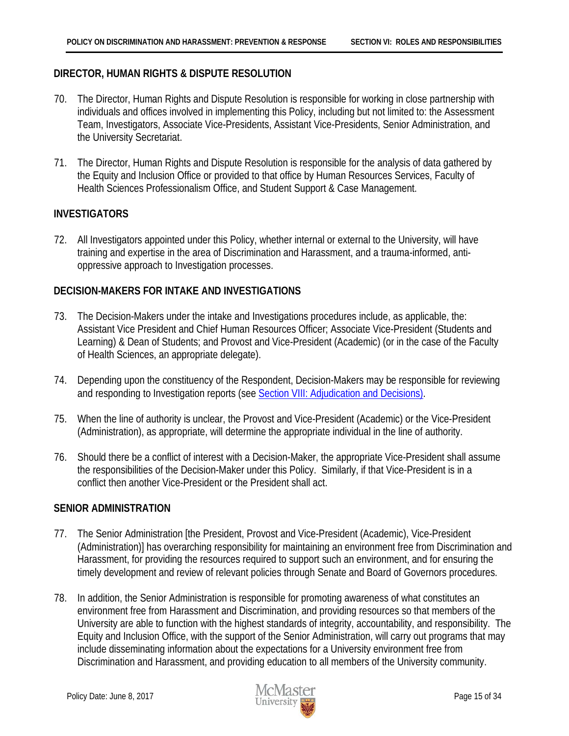## DIRECTOR, HUMAN RIGHTS & DISPUTE RESOLUTION

70. The Director, Human Rights and Dispute Resolution is responsible for working in close partnership with individuals and offices involved in implementing this Policy, including but not limited to: the Assessment Team, Investigators, Associate Vice-Presidents, Assistant Vice-Presidents, Senior Administration, and the University Secretariat.

71. The Director, Human Rights and Dispute Resolution is responsible for the analysis of data gathered by the Equity and Inclusion Office or provided to that office by Human Resources Services, Faculty of Health Sciences Professionalism Office, and Student Support & Case Management.

## INVESTIGATORS

72. All Investigators appointed under this Policy, whether internal or external to the University, will have training and expertise in the area of Discrimination and Harassment, and a trauma-informed, anti-oppressive approach to Investigation processes.

## DECISION-MAKERS FOR INTAKE AND INVESTIGATIONS

73. The Decision-Makers under the intake and Investigations procedures include, as applicable, the: Assistant Vice President and Chief Human Resources Officer; Associate Vice-President (Students and Learning) & Dean of Students; and Provost and Vice-President (Academic) (or in the case of the Faculty of Health Sciences, an appropriate delegate).

74. Depending upon the constituency of the Respondent, Decision-Makers may be responsible for reviewing and responding to Investigation reports (see Section VIII: Adjudication and Decisions).

75. When the line of authority is unclear, the Provost and Vice-President (Academic) or the Vice-President (Administration), as appropriate, will determine the appropriate individual in the line of authority.

76. Should there be a conflict of interest with a Decision-Maker, the appropriate Vice-President shall assume the responsibilities of the Decision-Maker under this Policy. Similarly, if that Vice-President is in a conflict then another Vice-President or the President shall act.

## SENIOR ADMINISTRATION

77. The Senior Administration [the President, Provost and Vice-President (Academic), Vice-President (Administration)] has overarching responsibility for maintaining an environment free from Discrimination and Harassment, for providing the resources required to support such an environment, and for ensuring the timely development and review of relevant policies through Senate and Board of Governors procedures.

78. In addition, the Senior Administration is responsible for promoting awareness of what constitutes an environment free from Harassment and Discrimination, and providing resources so that members of the University are able to function with the highest standards of integrity, accountability, and responsibility. The Equity and Inclusion Office, with the support of the Senior Administration, will carry out programs that may include disseminating information about the expectations for a University environment free from Discrimination and Harassment, and providing education to all members of the University community.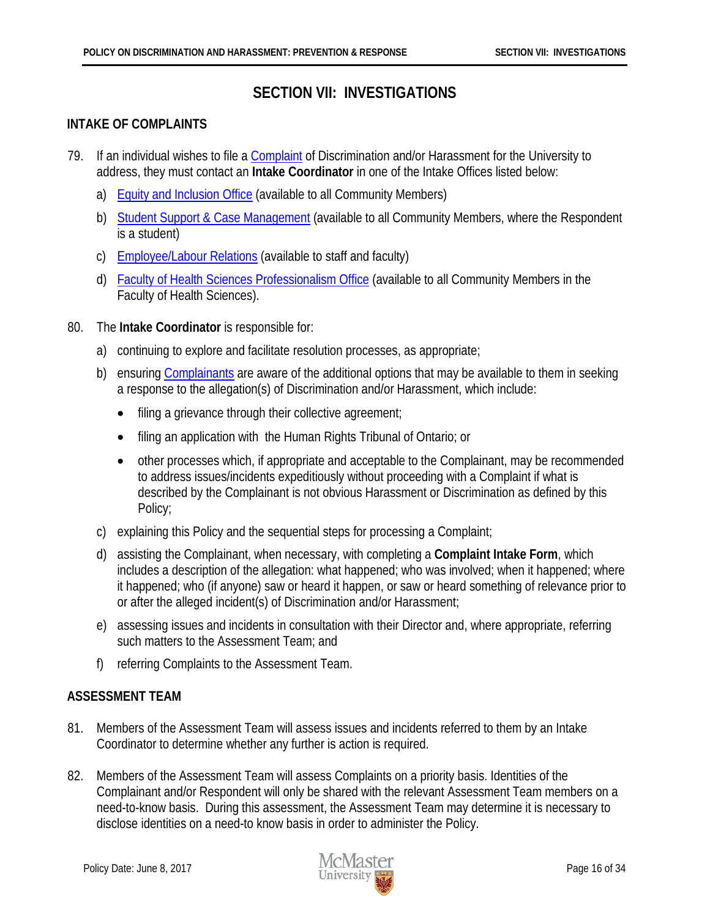## SECTION VII: INVESTIGATIONS

### INTAKE OF COMPLAINTS

79. If an individual wishes to file a Complaint of Discrimination and/or Harassment for the University to address, they must contact an **Intake Coordinator** in one of the Intake Offices listed below:

    a) Equity and Inclusion Office (available to all Community Members)

    b) Student Support & Case Management (available to all Community Members, where the Respondent is a student)

    c) Employee/Labour Relations (available to staff and faculty)

    d) Faculty of Health Sciences Professionalism Office (available to all Community Members in the Faculty of Health Sciences).

80. The **Intake Coordinator** is responsible for:

    a) continuing to explore and facilitate resolution processes, as appropriate;

    b) ensuring Complainants are aware of the additional options that may be available to them in seeking a response to the allegation(s) of Discrimination and/or Harassment, which include:

    - filing a grievance through their collective agreement;
    - filing an application with the Human Rights Tribunal of Ontario; or
    - other processes which, if appropriate and acceptable to the Complainant, may be recommended to address issues/incidents expeditiously without proceeding with a Complaint if what is described by the Complainant is not obvious Harassment or Discrimination as defined by this Policy;

    c) explaining this Policy and the sequential steps for processing a Complaint;

    d) assisting the Complainant, when necessary, with completing a **Complaint Intake Form**, which includes a description of the allegation: what happened; who was involved; when it happened; where it happened; who (if anyone) saw or heard it happen, or saw or heard something of relevance prior to or after the alleged incident(s) of Discrimination and/or Harassment;

    e) assessing issues and incidents in consultation with their Director and, where appropriate, referring such matters to the Assessment Team; and

    f) referring Complaints to the Assessment Team.

### ASSESSMENT TEAM

81. Members of the Assessment Team will assess issues and incidents referred to them by an Intake Coordinator to determine whether any further is action is required.

82. Members of the Assessment Team will assess Complaints on a priority basis. Identities of the Complainant and/or Respondent will only be shared with the relevant Assessment Team members on a need-to-know basis. During this assessment, the Assessment Team may determine it is necessary to disclose identities on a need-to know basis in order to administer the Policy.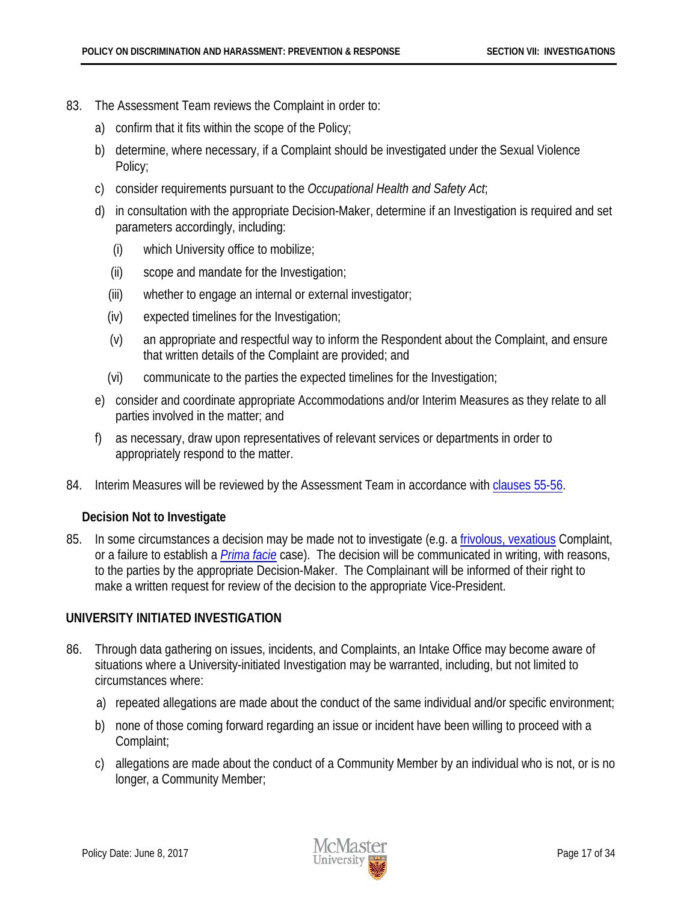83. The Assessment Team reviews the Complaint in order to:

    a) confirm that it fits within the scope of the Policy;

    b) determine, where necessary, if a Complaint should be investigated under the Sexual Violence Policy;

    c) consider requirements pursuant to the *Occupational Health and Safety Act*;

    d) in consultation with the appropriate Decision-Maker, determine if an Investigation is required and set parameters accordingly, including:

       (i) which University office to mobilize;

       (ii) scope and mandate for the Investigation;

       (iii) whether to engage an internal or external investigator;

       (iv) expected timelines for the Investigation;

       (v) an appropriate and respectful way to inform the Respondent about the Complaint, and ensure that written details of the Complaint are provided; and

       (vi) communicate to the parties the expected timelines for the Investigation;

    e) consider and coordinate appropriate Accommodations and/or Interim Measures as they relate to all parties involved in the matter; and

    f) as necessary, draw upon representatives of relevant services or departments in order to appropriately respond to the matter.

84. Interim Measures will be reviewed by the Assessment Team in accordance with clauses 55-56.

### Decision Not to Investigate

85. In some circumstances a decision may be made not to investigate (e.g. a frivolous, vexatious Complaint, or a failure to establish a *Prima facie* case). The decision will be communicated in writing, with reasons, to the parties by the appropriate Decision-Maker. The Complainant will be informed of their right to make a written request for review of the decision to the appropriate Vice-President.

## UNIVERSITY INITIATED INVESTIGATION

86. Through data gathering on issues, incidents, and Complaints, an Intake Office may become aware of situations where a University-initiated Investigation may be warranted, including, but not limited to circumstances where:

    a) repeated allegations are made about the conduct of the same individual and/or specific environment;

    b) none of those coming forward regarding an issue or incident have been willing to proceed with a Complaint;

    c) allegations are made about the conduct of a Community Member by an individual who is not, or is no longer, a Community Member;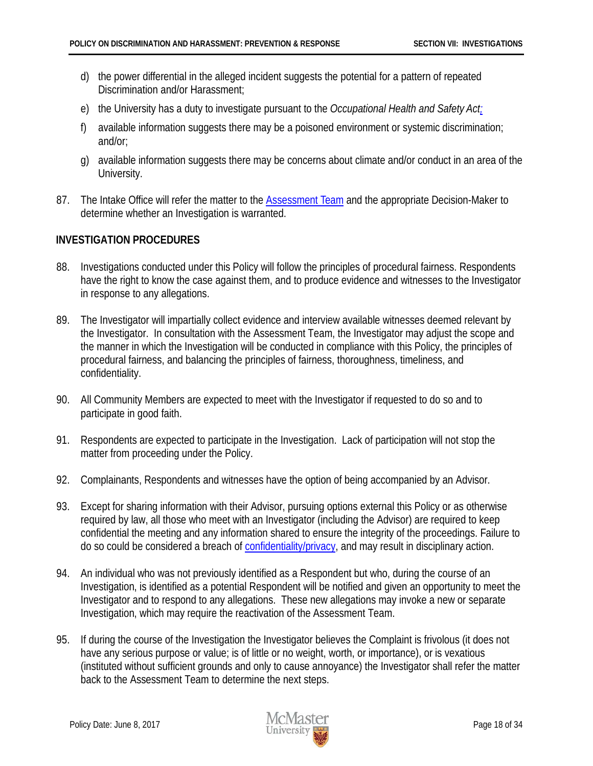d) the power differential in the alleged incident suggests the potential for a pattern of repeated Discrimination and/or Harassment;

e) the University has a duty to investigate pursuant to the *Occupational Health and Safety Act*;

f) available information suggests there may be a poisoned environment or systemic discrimination; and/or;

g) available information suggests there may be concerns about climate and/or conduct in an area of the University.

87. The Intake Office will refer the matter to the Assessment Team and the appropriate Decision-Maker to determine whether an Investigation is warranted.

## INVESTIGATION PROCEDURES

88. Investigations conducted under this Policy will follow the principles of procedural fairness. Respondents have the right to know the case against them, and to produce evidence and witnesses to the Investigator in response to any allegations.

89. The Investigator will impartially collect evidence and interview available witnesses deemed relevant by the Investigator. In consultation with the Assessment Team, the Investigator may adjust the scope and the manner in which the Investigation will be conducted in compliance with this Policy, the principles of procedural fairness, and balancing the principles of fairness, thoroughness, timeliness, and confidentiality.

90. All Community Members are expected to meet with the Investigator if requested to do so and to participate in good faith.

91. Respondents are expected to participate in the Investigation. Lack of participation will not stop the matter from proceeding under the Policy.

92. Complainants, Respondents and witnesses have the option of being accompanied by an Advisor.

93. Except for sharing information with their Advisor, pursuing options external this Policy or as otherwise required by law, all those who meet with an Investigator (including the Advisor) are required to keep confidential the meeting and any information shared to ensure the integrity of the proceedings. Failure to do so could be considered a breach of confidentiality/privacy, and may result in disciplinary action.

94. An individual who was not previously identified as a Respondent but who, during the course of an Investigation, is identified as a potential Respondent will be notified and given an opportunity to meet the Investigator and to respond to any allegations. These new allegations may invoke a new or separate Investigation, which may require the reactivation of the Assessment Team.

95. If during the course of the Investigation the Investigator believes the Complaint is frivolous (it does not have any serious purpose or value; is of little or no weight, worth, or importance), or is vexatious (instituted without sufficient grounds and only to cause annoyance) the Investigator shall refer the matter back to the Assessment Team to determine the next steps.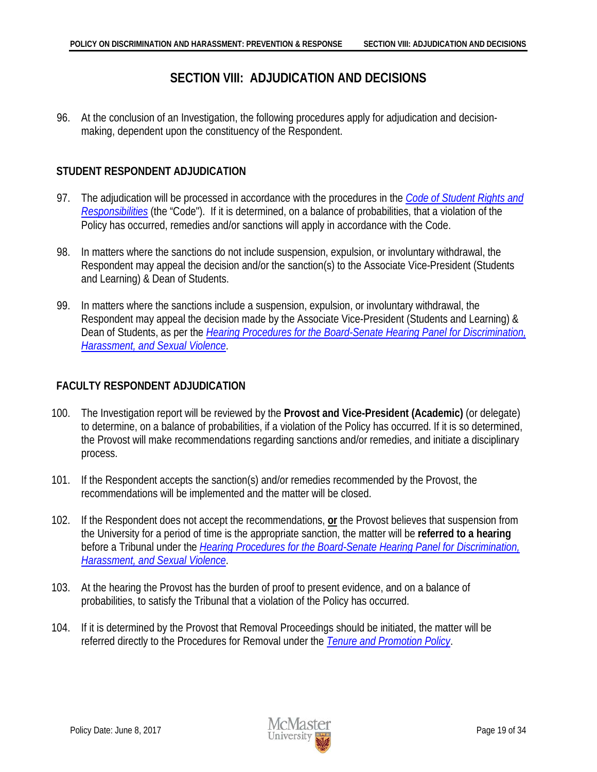# SECTION VIII: ADJUDICATION AND DECISIONS

96. At the conclusion of an Investigation, the following procedures apply for adjudication and decision-making, dependent upon the constituency of the Respondent.

## STUDENT RESPONDENT ADJUDICATION

97. The adjudication will be processed in accordance with the procedures in the *Code of Student Rights and Responsibilities* (the "Code"). If it is determined, on a balance of probabilities, that a violation of the Policy has occurred, remedies and/or sanctions will apply in accordance with the Code.

98. In matters where the sanctions do not include suspension, expulsion, or involuntary withdrawal, the Respondent may appeal the decision and/or the sanction(s) to the Associate Vice-President (Students and Learning) & Dean of Students.

99. In matters where the sanctions include a suspension, expulsion, or involuntary withdrawal, the Respondent may appeal the decision made by the Associate Vice-President (Students and Learning) & Dean of Students, as per the *Hearing Procedures for the Board-Senate Hearing Panel for Discrimination, Harassment, and Sexual Violence*.

## FACULTY RESPONDENT ADJUDICATION

100. The Investigation report will be reviewed by the **Provost and Vice-President (Academic)** (or delegate) to determine, on a balance of probabilities, if a violation of the Policy has occurred. If it is so determined, the Provost will make recommendations regarding sanctions and/or remedies, and initiate a disciplinary process.

101. If the Respondent accepts the sanction(s) and/or remedies recommended by the Provost, the recommendations will be implemented and the matter will be closed.

102. If the Respondent does not accept the recommendations, **or** the Provost believes that suspension from the University for a period of time is the appropriate sanction, the matter will be **referred to a hearing** before a Tribunal under the *Hearing Procedures for the Board-Senate Hearing Panel for Discrimination, Harassment, and Sexual Violence*.

103. At the hearing the Provost has the burden of proof to present evidence, and on a balance of probabilities, to satisfy the Tribunal that a violation of the Policy has occurred.

104. If it is determined by the Provost that Removal Proceedings should be initiated, the matter will be referred directly to the Procedures for Removal under the *Tenure and Promotion Policy*.

Policy Date: June 8, 2017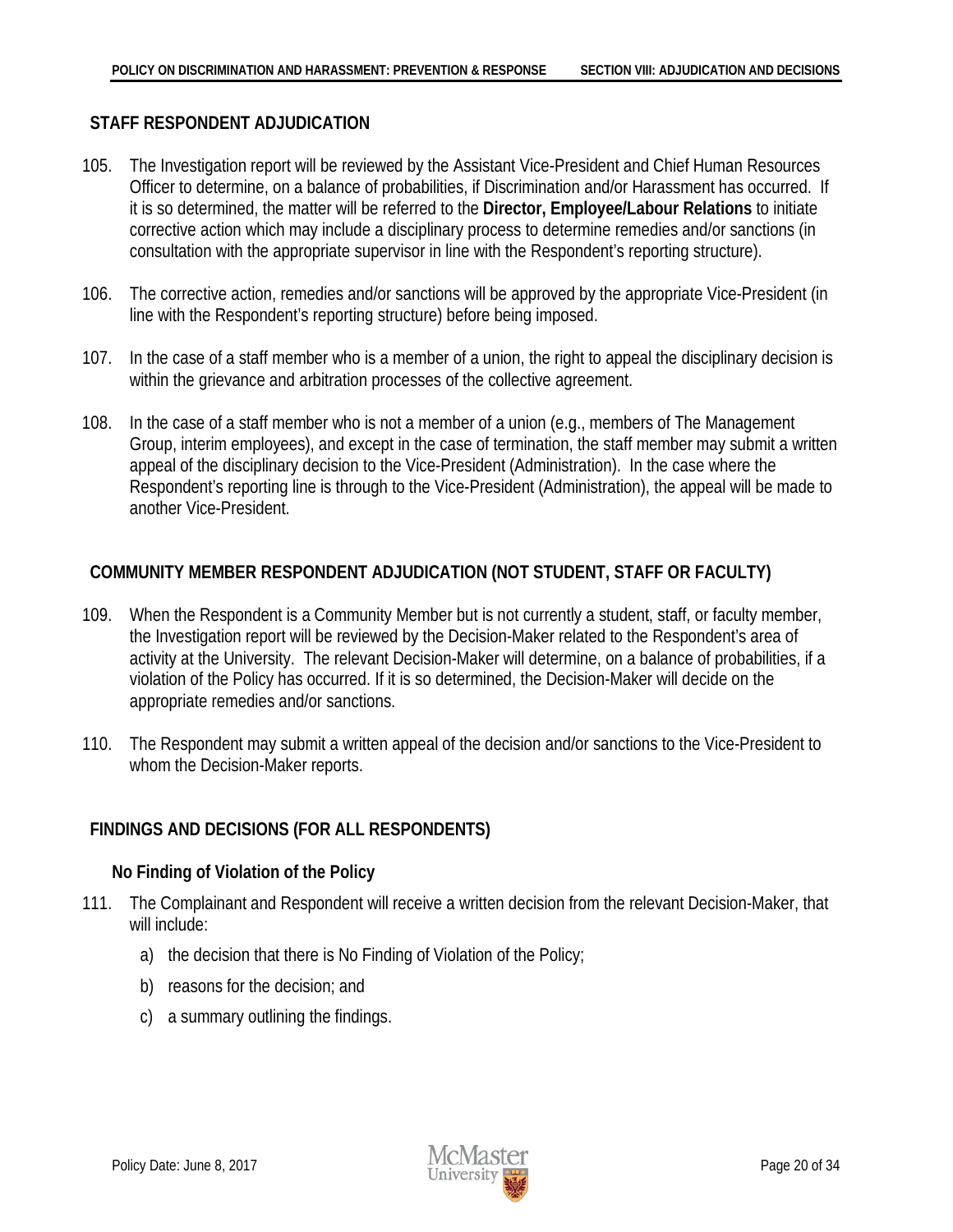## STAFF RESPONDENT ADJUDICATION

105. The Investigation report will be reviewed by the Assistant Vice-President and Chief Human Resources Officer to determine, on a balance of probabilities, if Discrimination and/or Harassment has occurred. If it is so determined, the matter will be referred to the **Director, Employee/Labour Relations** to initiate corrective action which may include a disciplinary process to determine remedies and/or sanctions (in consultation with the appropriate supervisor in line with the Respondent's reporting structure).

106. The corrective action, remedies and/or sanctions will be approved by the appropriate Vice-President (in line with the Respondent's reporting structure) before being imposed.

107. In the case of a staff member who is a member of a union, the right to appeal the disciplinary decision is within the grievance and arbitration processes of the collective agreement.

108. In the case of a staff member who is not a member of a union (e.g., members of The Management Group, interim employees), and except in the case of termination, the staff member may submit a written appeal of the disciplinary decision to the Vice-President (Administration). In the case where the Respondent's reporting line is through to the Vice-President (Administration), the appeal will be made to another Vice-President.

## COMMUNITY MEMBER RESPONDENT ADJUDICATION (NOT STUDENT, STAFF OR FACULTY)

109. When the Respondent is a Community Member but is not currently a student, staff, or faculty member, the Investigation report will be reviewed by the Decision-Maker related to the Respondent's area of activity at the University. The relevant Decision-Maker will determine, on a balance of probabilities, if a violation of the Policy has occurred. If it is so determined, the Decision-Maker will decide on the appropriate remedies and/or sanctions.

110. The Respondent may submit a written appeal of the decision and/or sanctions to the Vice-President to whom the Decision-Maker reports.

## FINDINGS AND DECISIONS (FOR ALL RESPONDENTS)

### No Finding of Violation of the Policy

111. The Complainant and Respondent will receive a written decision from the relevant Decision-Maker, that will include:

    a) the decision that there is No Finding of Violation of the Policy;

    b) reasons for the decision; and

    c) a summary outlining the findings.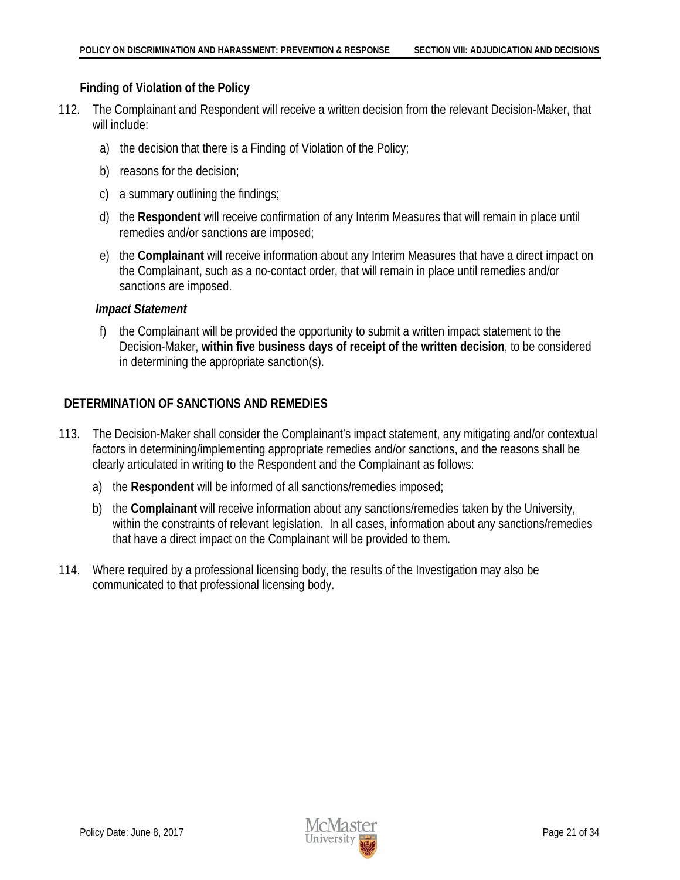### Finding of Violation of the Policy

112. The Complainant and Respondent will receive a written decision from the relevant Decision-Maker, that will include:

   a) the decision that there is a Finding of Violation of the Policy;

   b) reasons for the decision;

   c) a summary outlining the findings;

   d) the **Respondent** will receive confirmation of any Interim Measures that will remain in place until remedies and/or sanctions are imposed;

   e) the **Complainant** will receive information about any Interim Measures that have a direct impact on the Complainant, such as a no-contact order, that will remain in place until remedies and/or sanctions are imposed.

   ***Impact Statement***

   f) the Complainant will be provided the opportunity to submit a written impact statement to the Decision-Maker, **within five business days of receipt of the written decision**, to be considered in determining the appropriate sanction(s).

## DETERMINATION OF SANCTIONS AND REMEDIES

113. The Decision-Maker shall consider the Complainant's impact statement, any mitigating and/or contextual factors in determining/implementing appropriate remedies and/or sanctions, and the reasons shall be clearly articulated in writing to the Respondent and the Complainant as follows:

   a) the **Respondent** will be informed of all sanctions/remedies imposed;

   b) the **Complainant** will receive information about any sanctions/remedies taken by the University, within the constraints of relevant legislation. In all cases, information about any sanctions/remedies that have a direct impact on the Complainant will be provided to them.

114. Where required by a professional licensing body, the results of the Investigation may also be communicated to that professional licensing body.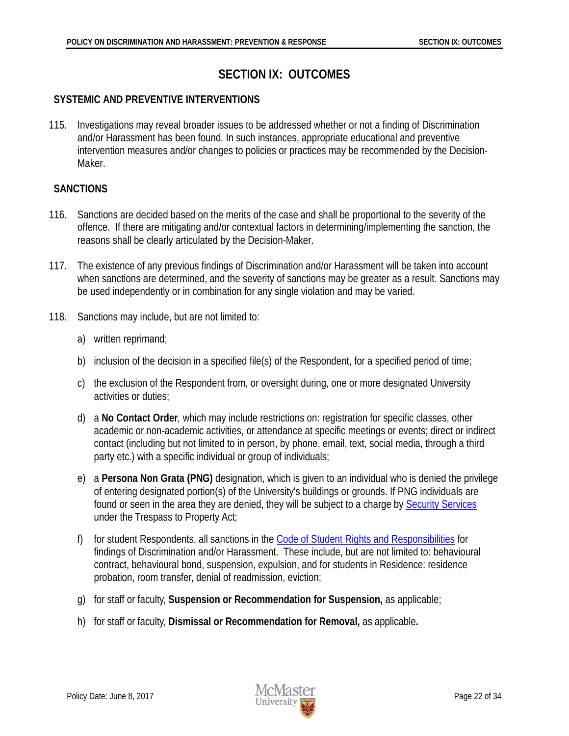# SECTION IX: OUTCOMES

## SYSTEMIC AND PREVENTIVE INTERVENTIONS

115. Investigations may reveal broader issues to be addressed whether or not a finding of Discrimination and/or Harassment has been found. In such instances, appropriate educational and preventive intervention measures and/or changes to policies or practices may be recommended by the Decision-Maker.

## SANCTIONS

116. Sanctions are decided based on the merits of the case and shall be proportional to the severity of the offence. If there are mitigating and/or contextual factors in determining/implementing the sanction, the reasons shall be clearly articulated by the Decision-Maker.

117. The existence of any previous findings of Discrimination and/or Harassment will be taken into account when sanctions are determined, and the severity of sanctions may be greater as a result. Sanctions may be used independently or in combination for any single violation and may be varied.

118. Sanctions may include, but are not limited to:

    a) written reprimand;

    b) inclusion of the decision in a specified file(s) of the Respondent, for a specified period of time;

    c) the exclusion of the Respondent from, or oversight during, one or more designated University activities or duties;

    d) a **No Contact Order***,* which may include restrictions on: registration for specific classes, other academic or non-academic activities, or attendance at specific meetings or events; direct or indirect contact (including but not limited to in person, by phone, email, text, social media, through a third party etc.) with a specific individual or group of individuals;

    e) a **Persona Non Grata (PNG)** designation, which is given to an individual who is denied the privilege of entering designated portion(s) of the University's buildings or grounds. If PNG individuals are found or seen in the area they are denied, they will be subject to a charge by Security Services under the Trespass to Property Act;

    f) for student Respondents, all sanctions in the Code of Student Rights and Responsibilities for findings of Discrimination and/or Harassment. These include, but are not limited to: behavioural contract, behavioural bond, suspension, expulsion, and for students in Residence: residence probation, room transfer, denial of readmission, eviction;

    g) for staff or faculty, **Suspension or Recommendation for Suspension,** as applicable;

    h) for staff or faculty, **Dismissal or Recommendation for Removal,** as applicable**.**

Policy Date: June 8, 2017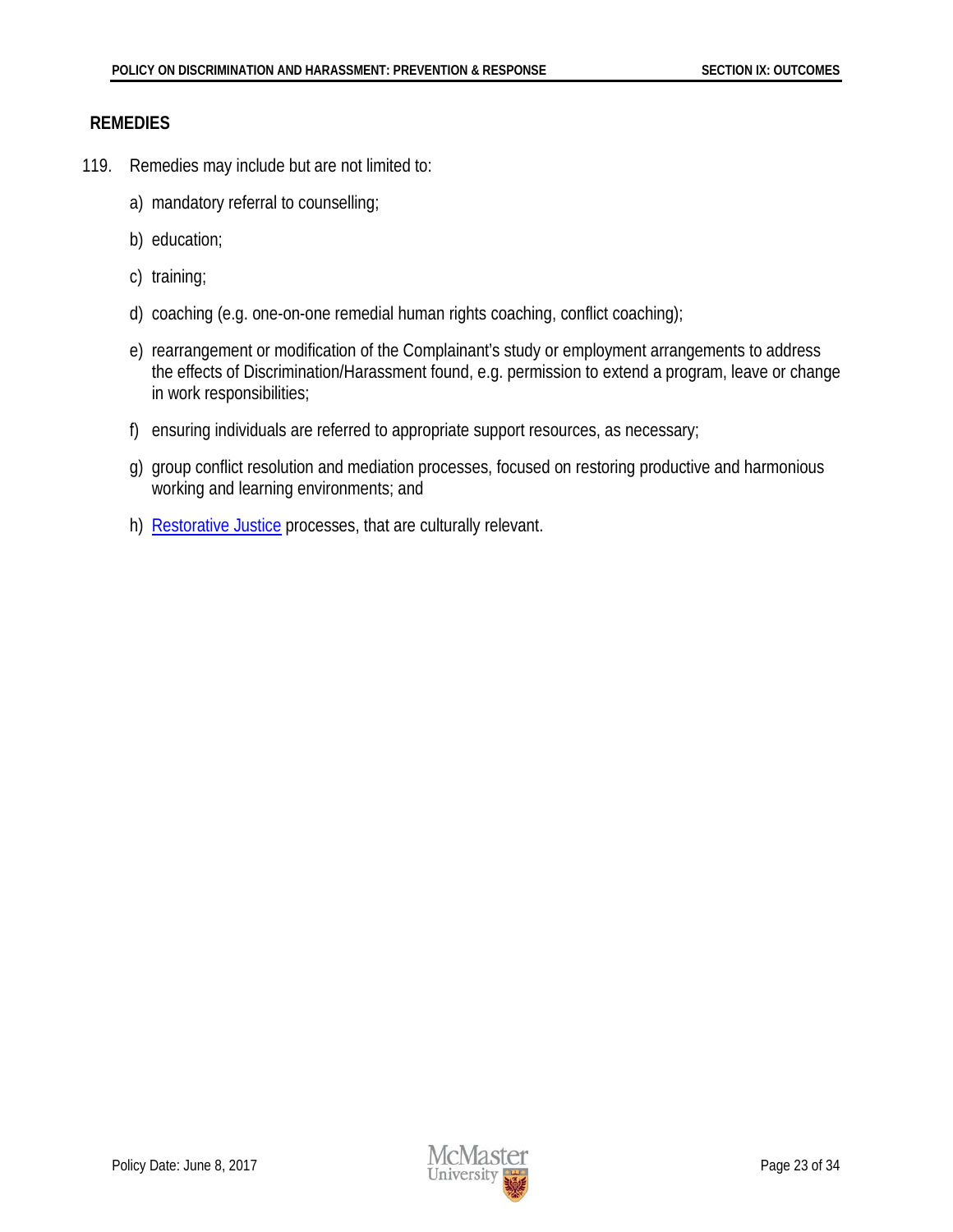## REMEDIES

119. Remedies may include but are not limited to:

   a) mandatory referral to counselling;

   b) education;

   c) training;

   d) coaching (e.g. one-on-one remedial human rights coaching, conflict coaching);

   e) rearrangement or modification of the Complainant's study or employment arrangements to address the effects of Discrimination/Harassment found, e.g. permission to extend a program, leave or change in work responsibilities;

   f) ensuring individuals are referred to appropriate support resources, as necessary;

   g) group conflict resolution and mediation processes, focused on restoring productive and harmonious working and learning environments; and

   h) Restorative Justice processes, that are culturally relevant.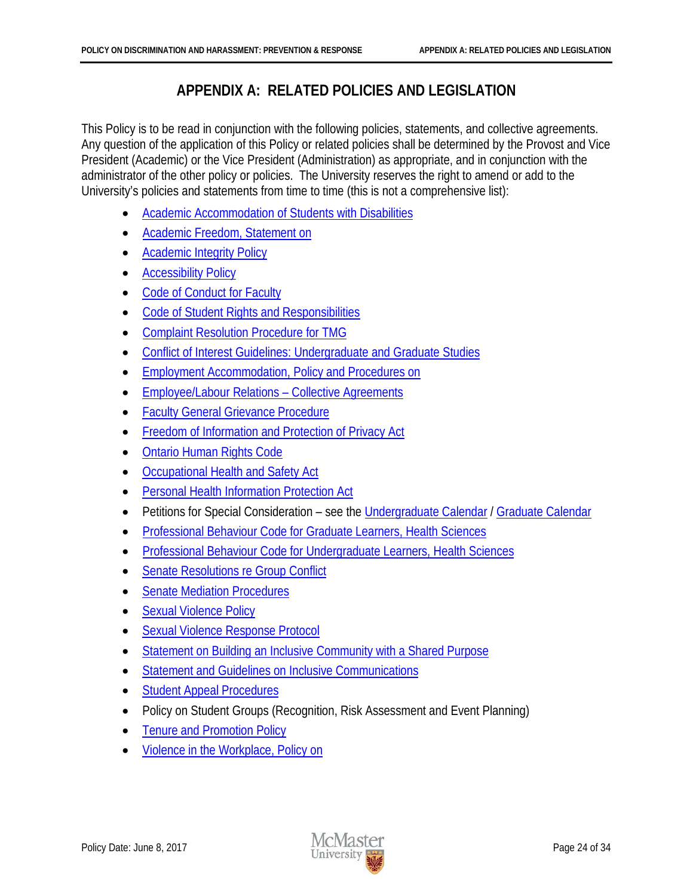# APPENDIX A: RELATED POLICIES AND LEGISLATION

This Policy is to be read in conjunction with the following policies, statements, and collective agreements. Any question of the application of this Policy or related policies shall be determined by the Provost and Vice President (Academic) or the Vice President (Administration) as appropriate, and in conjunction with the administrator of the other policy or policies. The University reserves the right to amend or add to the University's policies and statements from time to time (this is not a comprehensive list):

- Academic Accommodation of Students with Disabilities
- Academic Freedom, Statement on
- Academic Integrity Policy
- Accessibility Policy
- Code of Conduct for Faculty
- Code of Student Rights and Responsibilities
- Complaint Resolution Procedure for TMG
- Conflict of Interest Guidelines: Undergraduate and Graduate Studies
- Employment Accommodation, Policy and Procedures on
- Employee/Labour Relations – Collective Agreements
- Faculty General Grievance Procedure
- Freedom of Information and Protection of Privacy Act
- Ontario Human Rights Code
- Occupational Health and Safety Act
- Personal Health Information Protection Act
- Petitions for Special Consideration – see the Undergraduate Calendar / Graduate Calendar
- Professional Behaviour Code for Graduate Learners, Health Sciences
- Professional Behaviour Code for Undergraduate Learners, Health Sciences
- Senate Resolutions re Group Conflict
- Senate Mediation Procedures
- Sexual Violence Policy
- Sexual Violence Response Protocol
- Statement on Building an Inclusive Community with a Shared Purpose
- Statement and Guidelines on Inclusive Communications
- Student Appeal Procedures
- Policy on Student Groups (Recognition, Risk Assessment and Event Planning)
- Tenure and Promotion Policy
- Violence in the Workplace, Policy on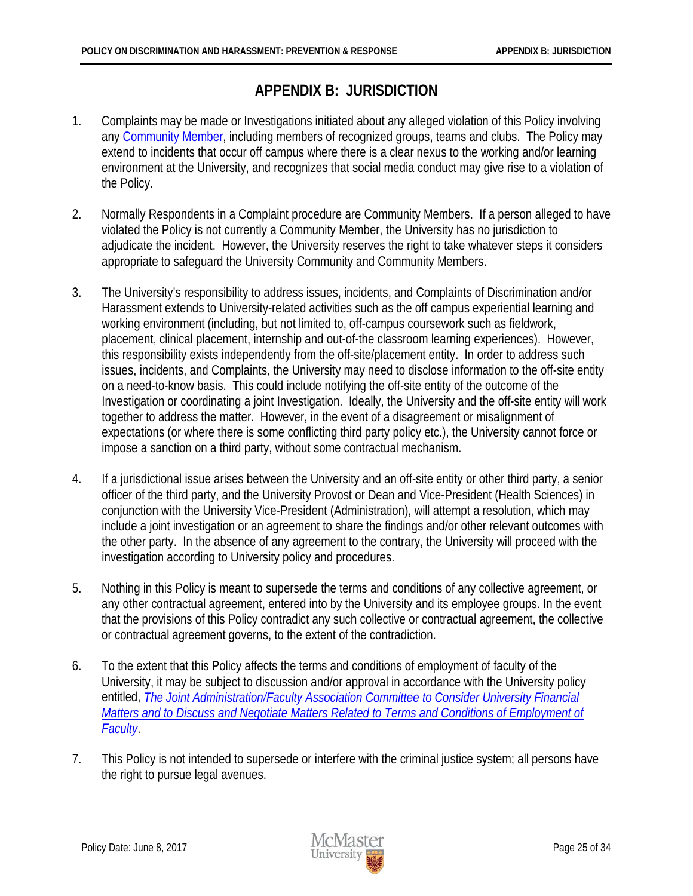# APPENDIX B: JURISDICTION

1. Complaints may be made or Investigations initiated about any alleged violation of this Policy involving any Community Member, including members of recognized groups, teams and clubs. The Policy may extend to incidents that occur off campus where there is a clear nexus to the working and/or learning environment at the University, and recognizes that social media conduct may give rise to a violation of the Policy.

2. Normally Respondents in a Complaint procedure are Community Members. If a person alleged to have violated the Policy is not currently a Community Member, the University has no jurisdiction to adjudicate the incident. However, the University reserves the right to take whatever steps it considers appropriate to safeguard the University Community and Community Members.

3. The University's responsibility to address issues, incidents, and Complaints of Discrimination and/or Harassment extends to University-related activities such as the off campus experiential learning and working environment (including, but not limited to, off-campus coursework such as fieldwork, placement, clinical placement, internship and out-of-the classroom learning experiences). However, this responsibility exists independently from the off-site/placement entity. In order to address such issues, incidents, and Complaints, the University may need to disclose information to the off-site entity on a need-to-know basis. This could include notifying the off-site entity of the outcome of the Investigation or coordinating a joint Investigation. Ideally, the University and the off-site entity will work together to address the matter. However, in the event of a disagreement or misalignment of expectations (or where there is some conflicting third party policy etc.), the University cannot force or impose a sanction on a third party, without some contractual mechanism.

4. If a jurisdictional issue arises between the University and an off-site entity or other third party, a senior officer of the third party, and the University Provost or Dean and Vice-President (Health Sciences) in conjunction with the University Vice-President (Administration), will attempt a resolution, which may include a joint investigation or an agreement to share the findings and/or other relevant outcomes with the other party. In the absence of any agreement to the contrary, the University will proceed with the investigation according to University policy and procedures.

5. Nothing in this Policy is meant to supersede the terms and conditions of any collective agreement, or any other contractual agreement, entered into by the University and its employee groups. In the event that the provisions of this Policy contradict any such collective or contractual agreement, the collective or contractual agreement governs, to the extent of the contradiction.

6. To the extent that this Policy affects the terms and conditions of employment of faculty of the University, it may be subject to discussion and/or approval in accordance with the University policy entitled, *The Joint Administration/Faculty Association Committee to Consider University Financial Matters and to Discuss and Negotiate Matters Related to Terms and Conditions of Employment of Faculty*.

7. This Policy is not intended to supersede or interfere with the criminal justice system; all persons have the right to pursue legal avenues.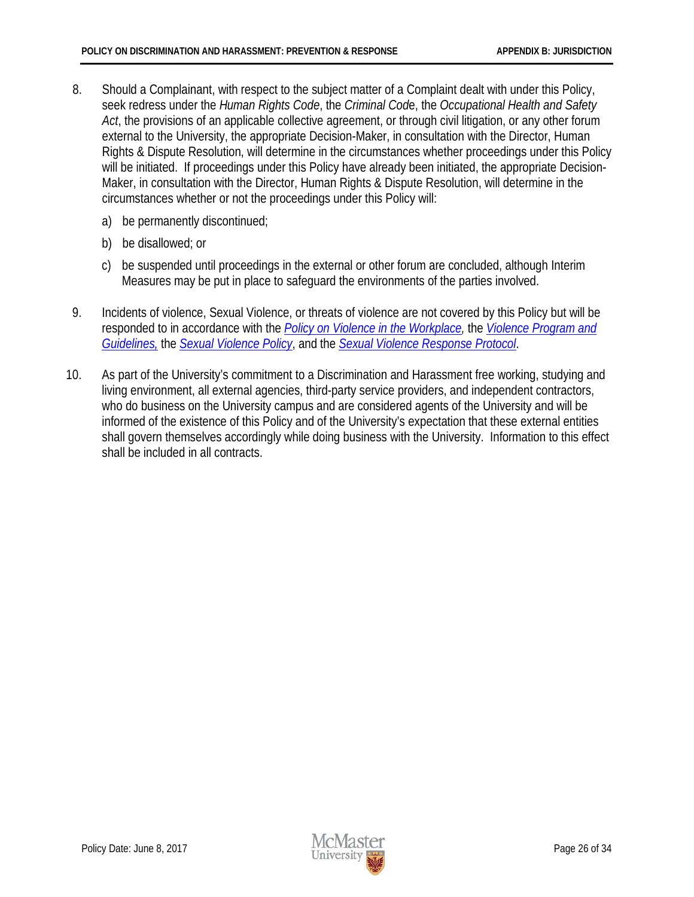8. Should a Complainant, with respect to the subject matter of a Complaint dealt with under this Policy, seek redress under the *Human Rights Code*, the *Criminal Code*, the *Occupational Health and Safety Act*, the provisions of an applicable collective agreement, or through civil litigation, or any other forum external to the University, the appropriate Decision-Maker, in consultation with the Director, Human Rights & Dispute Resolution, will determine in the circumstances whether proceedings under this Policy will be initiated. If proceedings under this Policy have already been initiated, the appropriate Decision-Maker, in consultation with the Director, Human Rights & Dispute Resolution, will determine in the circumstances whether or not the proceedings under this Policy will:

   a) be permanently discontinued;

   b) be disallowed; or

   c) be suspended until proceedings in the external or other forum are concluded, although Interim Measures may be put in place to safeguard the environments of the parties involved.

9. Incidents of violence, Sexual Violence, or threats of violence are not covered by this Policy but will be responded to in accordance with the *Policy on Violence in the Workplace,* the *Violence Program and Guidelines,* the *Sexual Violence Policy*, and the *Sexual Violence Response Protocol*.

10. As part of the University's commitment to a Discrimination and Harassment free working, studying and living environment, all external agencies, third-party service providers, and independent contractors, who do business on the University campus and are considered agents of the University and will be informed of the existence of this Policy and of the University's expectation that these external entities shall govern themselves accordingly while doing business with the University. Information to this effect shall be included in all contracts.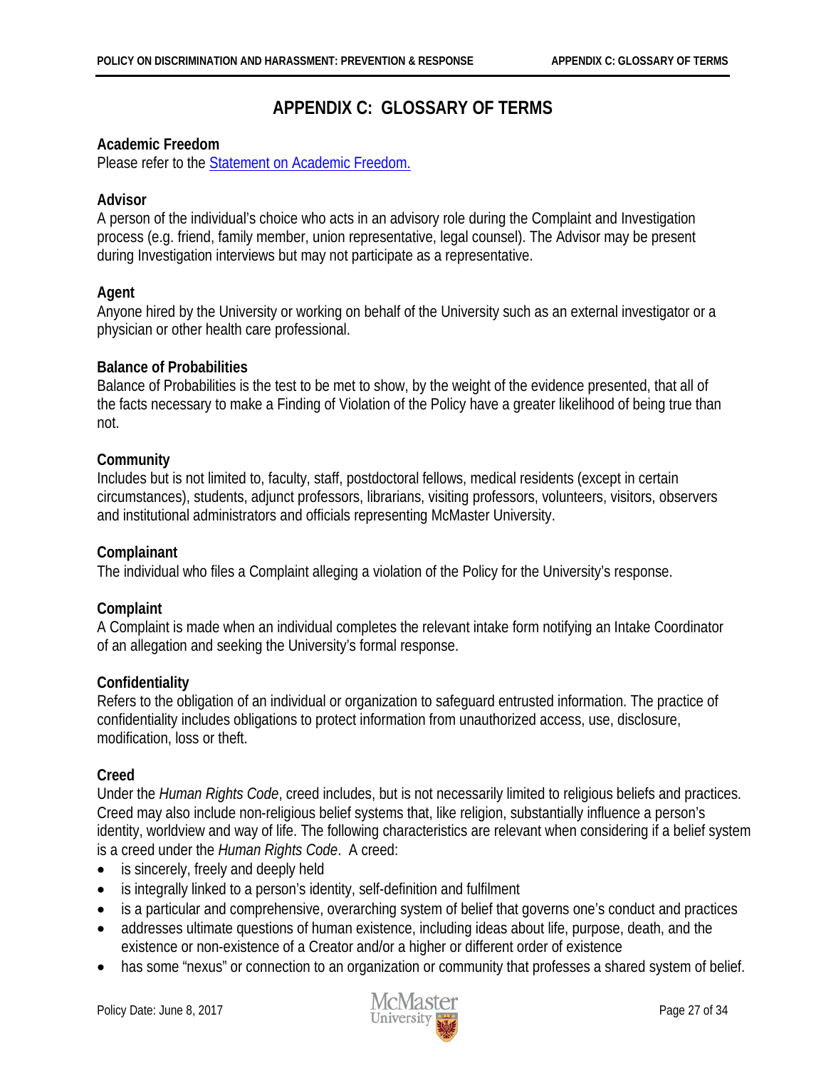# APPENDIX C: GLOSSARY OF TERMS

**Academic Freedom**
Please refer to the Statement on Academic Freedom.

**Advisor**
A person of the individual's choice who acts in an advisory role during the Complaint and Investigation process (e.g. friend, family member, union representative, legal counsel). The Advisor may be present during Investigation interviews but may not participate as a representative.

**Agent**
Anyone hired by the University or working on behalf of the University such as an external investigator or a physician or other health care professional.

**Balance of Probabilities**
Balance of Probabilities is the test to be met to show, by the weight of the evidence presented, that all of the facts necessary to make a Finding of Violation of the Policy have a greater likelihood of being true than not.

**Community**
Includes but is not limited to, faculty, staff, postdoctoral fellows, medical residents (except in certain circumstances), students, adjunct professors, librarians, visiting professors, volunteers, visitors, observers and institutional administrators and officials representing McMaster University.

**Complainant**
The individual who files a Complaint alleging a violation of the Policy for the University's response.

**Complaint**
A Complaint is made when an individual completes the relevant intake form notifying an Intake Coordinator of an allegation and seeking the University's formal response.

**Confidentiality**
Refers to the obligation of an individual or organization to safeguard entrusted information. The practice of confidentiality includes obligations to protect information from unauthorized access, use, disclosure, modification, loss or theft.

**Creed**
Under the *Human Rights Code*, creed includes, but is not necessarily limited to religious beliefs and practices. Creed may also include non-religious belief systems that, like religion, substantially influence a person's identity, worldview and way of life. The following characteristics are relevant when considering if a belief system is a creed under the *Human Rights Code*. A creed:

- is sincerely, freely and deeply held
- is integrally linked to a person's identity, self-definition and fulfilment
- is a particular and comprehensive, overarching system of belief that governs one's conduct and practices
- addresses ultimate questions of human existence, including ideas about life, purpose, death, and the existence or non-existence of a Creator and/or a higher or different order of existence
- has some "nexus" or connection to an organization or community that professes a shared system of belief.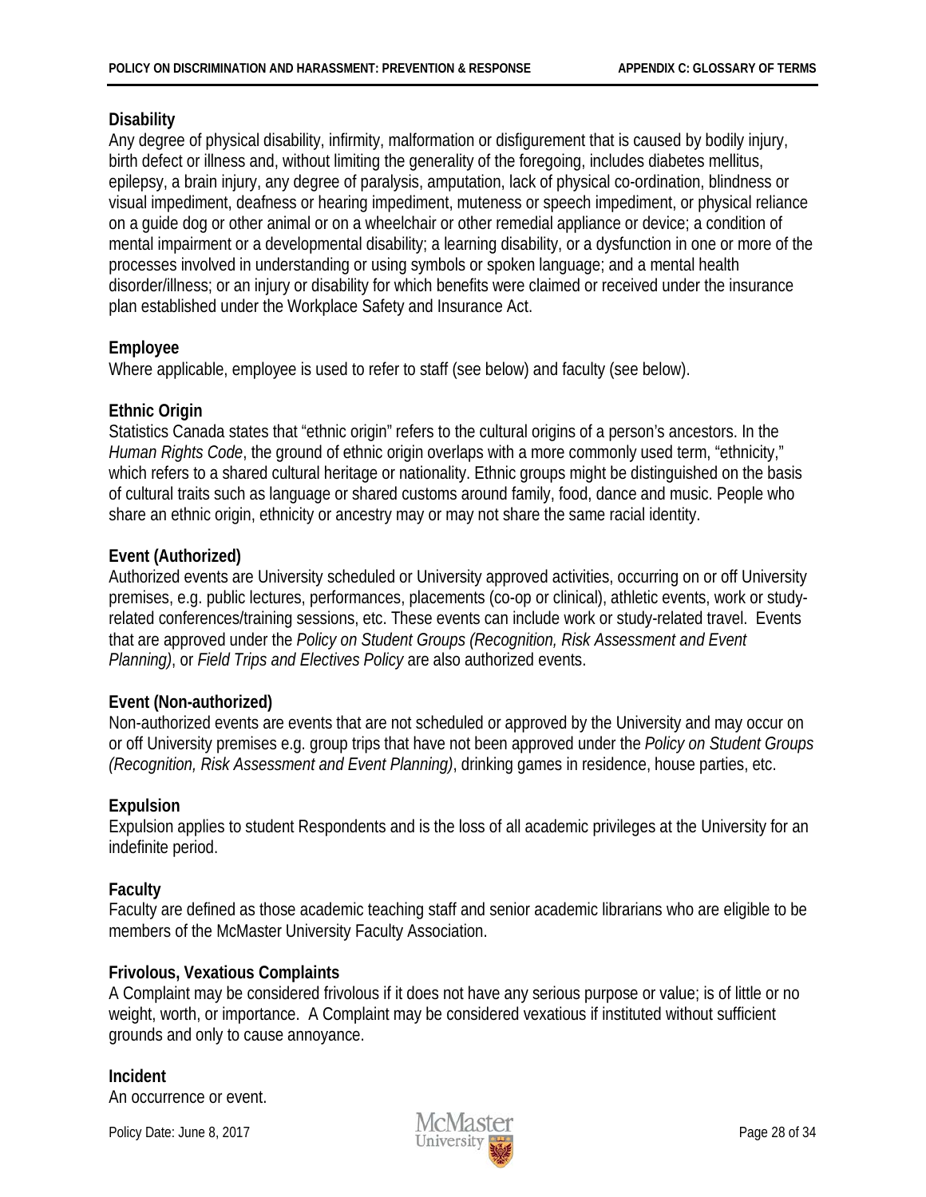**Disability**

Any degree of physical disability, infirmity, malformation or disfigurement that is caused by bodily injury, birth defect or illness and, without limiting the generality of the foregoing, includes diabetes mellitus, epilepsy, a brain injury, any degree of paralysis, amputation, lack of physical co-ordination, blindness or visual impediment, deafness or hearing impediment, muteness or speech impediment, or physical reliance on a guide dog or other animal or on a wheelchair or other remedial appliance or device; a condition of mental impairment or a developmental disability; a learning disability, or a dysfunction in one or more of the processes involved in understanding or using symbols or spoken language; and a mental health disorder/illness; or an injury or disability for which benefits were claimed or received under the insurance plan established under the Workplace Safety and Insurance Act.

**Employee**

Where applicable, employee is used to refer to staff (see below) and faculty (see below).

**Ethnic Origin**

Statistics Canada states that "ethnic origin" refers to the cultural origins of a person's ancestors. In the *Human Rights Code*, the ground of ethnic origin overlaps with a more commonly used term, "ethnicity," which refers to a shared cultural heritage or nationality. Ethnic groups might be distinguished on the basis of cultural traits such as language or shared customs around family, food, dance and music. People who share an ethnic origin, ethnicity or ancestry may or may not share the same racial identity.

**Event (Authorized)**

Authorized events are University scheduled or University approved activities, occurring on or off University premises, e.g. public lectures, performances, placements (co-op or clinical), athletic events, work or study-related conferences/training sessions, etc. These events can include work or study-related travel. Events that are approved under the *Policy on Student Groups (Recognition, Risk Assessment and Event Planning)*, or *Field Trips and Electives Policy* are also authorized events.

**Event (Non-authorized)**

Non-authorized events are events that are not scheduled or approved by the University and may occur on or off University premises e.g. group trips that have not been approved under the *Policy on Student Groups (Recognition, Risk Assessment and Event Planning)*, drinking games in residence, house parties, etc.

**Expulsion**

Expulsion applies to student Respondents and is the loss of all academic privileges at the University for an indefinite period.

**Faculty**

Faculty are defined as those academic teaching staff and senior academic librarians who are eligible to be members of the McMaster University Faculty Association.

**Frivolous, Vexatious Complaints**

A Complaint may be considered frivolous if it does not have any serious purpose or value; is of little or no weight, worth, or importance. A Complaint may be considered vexatious if instituted without sufficient grounds and only to cause annoyance.

**Incident**

An occurrence or event.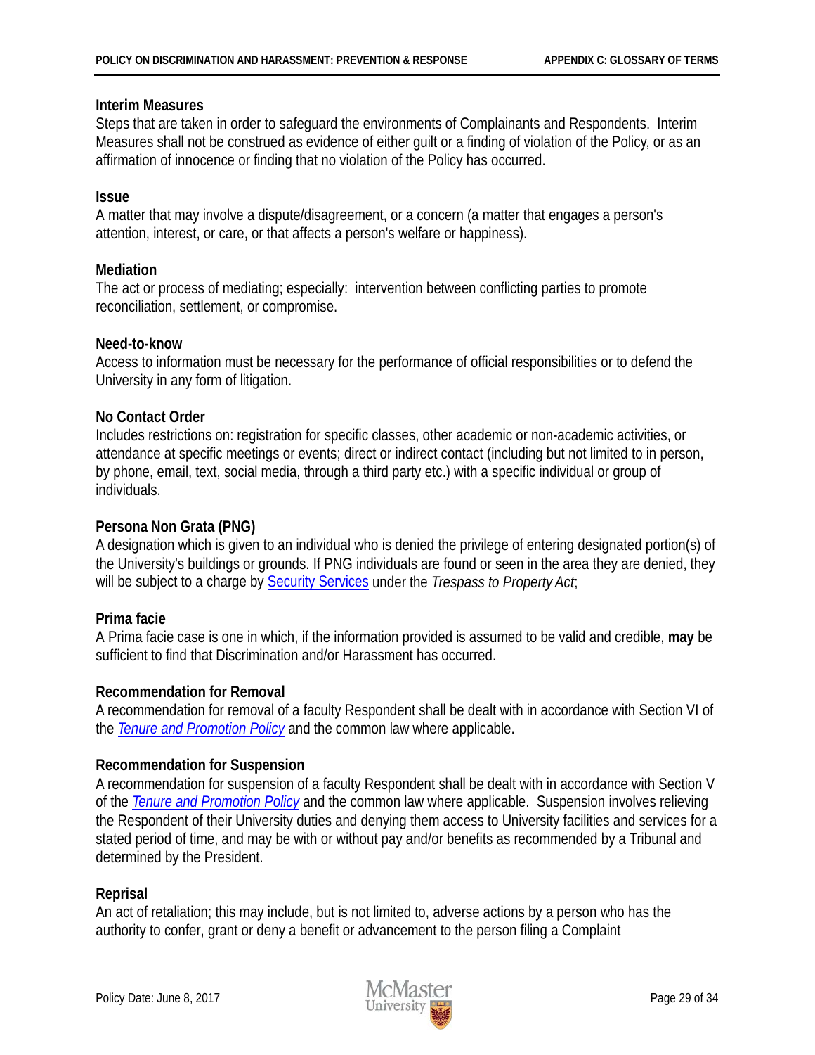**Interim Measures**

Steps that are taken in order to safeguard the environments of Complainants and Respondents. Interim Measures shall not be construed as evidence of either guilt or a finding of violation of the Policy, or as an affirmation of innocence or finding that no violation of the Policy has occurred.

**Issue**

A matter that may involve a dispute/disagreement, or a concern (a matter that engages a person's attention, interest, or care, or that affects a person's welfare or happiness).

**Mediation**

The act or process of mediating; especially: intervention between conflicting parties to promote reconciliation, settlement, or compromise.

**Need-to-know**

Access to information must be necessary for the performance of official responsibilities or to defend the University in any form of litigation.

**No Contact Order**

Includes restrictions on: registration for specific classes, other academic or non-academic activities, or attendance at specific meetings or events; direct or indirect contact (including but not limited to in person, by phone, email, text, social media, through a third party etc.) with a specific individual or group of individuals.

**Persona Non Grata (PNG)**

A designation which is given to an individual who is denied the privilege of entering designated portion(s) of the University's buildings or grounds. If PNG individuals are found or seen in the area they are denied, they will be subject to a charge by Security Services under the *Trespass to Property Act*;

**Prima facie**

A Prima facie case is one in which, if the information provided is assumed to be valid and credible, **may** be sufficient to find that Discrimination and/or Harassment has occurred.

**Recommendation for Removal**

A recommendation for removal of a faculty Respondent shall be dealt with in accordance with Section VI of the *Tenure and Promotion Policy* and the common law where applicable.

**Recommendation for Suspension**

A recommendation for suspension of a faculty Respondent shall be dealt with in accordance with Section V of the *Tenure and Promotion Policy* and the common law where applicable. Suspension involves relieving the Respondent of their University duties and denying them access to University facilities and services for a stated period of time, and may be with or without pay and/or benefits as recommended by a Tribunal and determined by the President.

**Reprisal**

An act of retaliation; this may include, but is not limited to, adverse actions by a person who has the authority to confer, grant or deny a benefit or advancement to the person filing a Complaint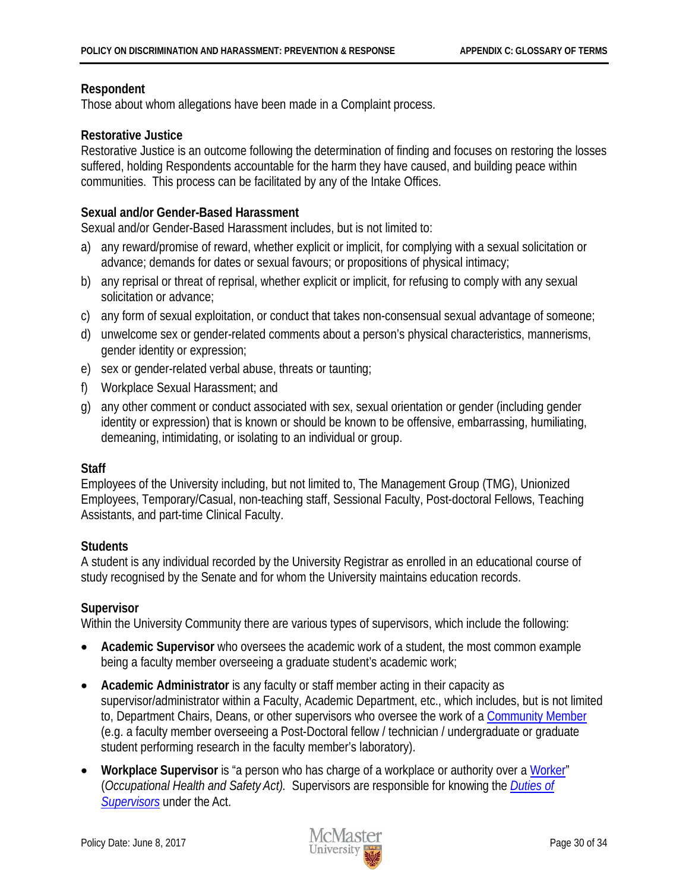**Respondent**
Those about whom allegations have been made in a Complaint process.

**Restorative Justice**
Restorative Justice is an outcome following the determination of finding and focuses on restoring the losses suffered, holding Respondents accountable for the harm they have caused, and building peace within communities. This process can be facilitated by any of the Intake Offices.

**Sexual and/or Gender-Based Harassment**
Sexual and/or Gender-Based Harassment includes, but is not limited to:

a) any reward/promise of reward, whether explicit or implicit, for complying with a sexual solicitation or advance; demands for dates or sexual favours; or propositions of physical intimacy;
b) any reprisal or threat of reprisal, whether explicit or implicit, for refusing to comply with any sexual solicitation or advance;
c) any form of sexual exploitation, or conduct that takes non-consensual sexual advantage of someone;
d) unwelcome sex or gender-related comments about a person's physical characteristics, mannerisms, gender identity or expression;
e) sex or gender-related verbal abuse, threats or taunting;
f) Workplace Sexual Harassment; and
g) any other comment or conduct associated with sex, sexual orientation or gender (including gender identity or expression) that is known or should be known to be offensive, embarrassing, humiliating, demeaning, intimidating, or isolating to an individual or group.

**Staff**
Employees of the University including, but not limited to, The Management Group (TMG), Unionized Employees, Temporary/Casual, non-teaching staff, Sessional Faculty, Post-doctoral Fellows, Teaching Assistants, and part-time Clinical Faculty.

**Students**
A student is any individual recorded by the University Registrar as enrolled in an educational course of study recognised by the Senate and for whom the University maintains education records.

**Supervisor**
Within the University Community there are various types of supervisors, which include the following:

- **Academic Supervisor** who oversees the academic work of a student, the most common example being a faculty member overseeing a graduate student's academic work;
- **Academic Administrator** is any faculty or staff member acting in their capacity as supervisor/administrator within a Faculty, Academic Department, etc., which includes, but is not limited to, Department Chairs, Deans, or other supervisors who oversee the work of a Community Member (e.g. a faculty member overseeing a Post-Doctoral fellow / technician / undergraduate or graduate student performing research in the faculty member's laboratory).
- **Workplace Supervisor** is "a person who has charge of a workplace or authority over a Worker" (*Occupational Health and Safety Act).* Supervisors are responsible for knowing the *Duties of Supervisors* under the Act.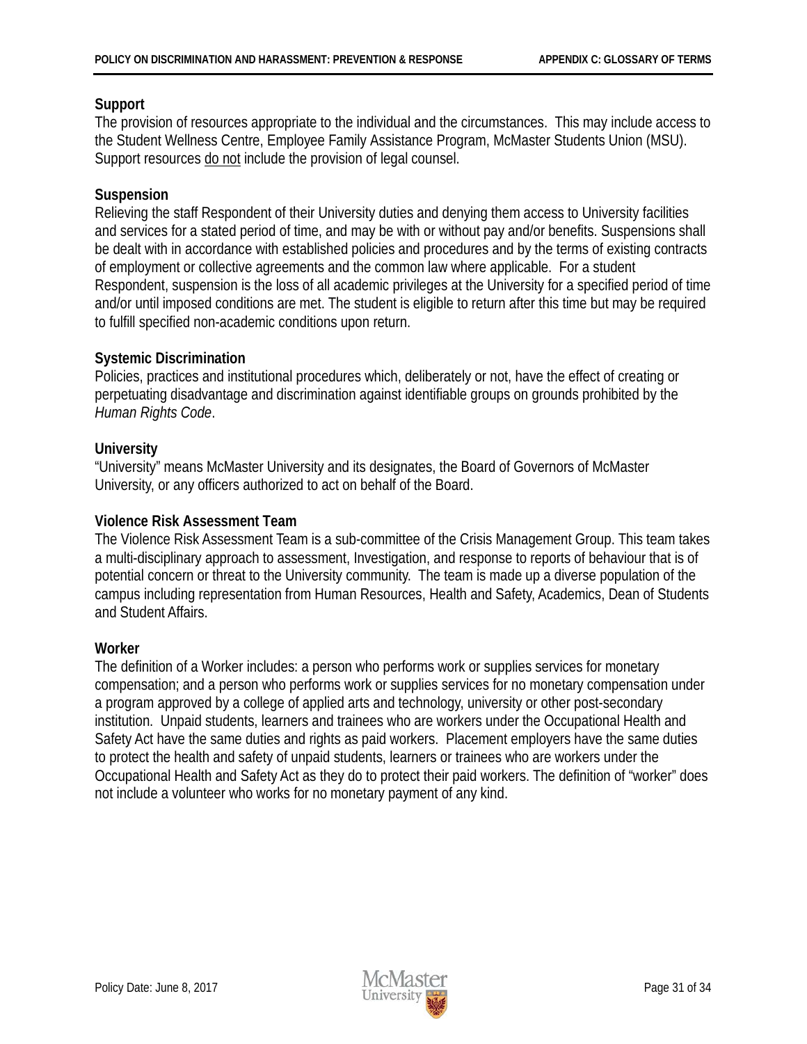**Support**

The provision of resources appropriate to the individual and the circumstances. This may include access to the Student Wellness Centre, Employee Family Assistance Program, McMaster Students Union (MSU). Support resources do not include the provision of legal counsel.

**Suspension**

Relieving the staff Respondent of their University duties and denying them access to University facilities and services for a stated period of time, and may be with or without pay and/or benefits. Suspensions shall be dealt with in accordance with established policies and procedures and by the terms of existing contracts of employment or collective agreements and the common law where applicable. For a student Respondent, suspension is the loss of all academic privileges at the University for a specified period of time and/or until imposed conditions are met. The student is eligible to return after this time but may be required to fulfill specified non-academic conditions upon return.

**Systemic Discrimination**

Policies, practices and institutional procedures which, deliberately or not, have the effect of creating or perpetuating disadvantage and discrimination against identifiable groups on grounds prohibited by the *Human Rights Code*.

**University**

"University" means McMaster University and its designates, the Board of Governors of McMaster University, or any officers authorized to act on behalf of the Board.

**Violence Risk Assessment Team**

The Violence Risk Assessment Team is a sub-committee of the Crisis Management Group. This team takes a multi-disciplinary approach to assessment, Investigation, and response to reports of behaviour that is of potential concern or threat to the University community. The team is made up a diverse population of the campus including representation from Human Resources, Health and Safety, Academics, Dean of Students and Student Affairs.

**Worker**

The definition of a Worker includes: a person who performs work or supplies services for monetary compensation; and a person who performs work or supplies services for no monetary compensation under a program approved by a college of applied arts and technology, university or other post-secondary institution. Unpaid students, learners and trainees who are workers under the Occupational Health and Safety Act have the same duties and rights as paid workers. Placement employers have the same duties to protect the health and safety of unpaid students, learners or trainees who are workers under the Occupational Health and Safety Act as they do to protect their paid workers. The definition of "worker" does not include a volunteer who works for no monetary payment of any kind.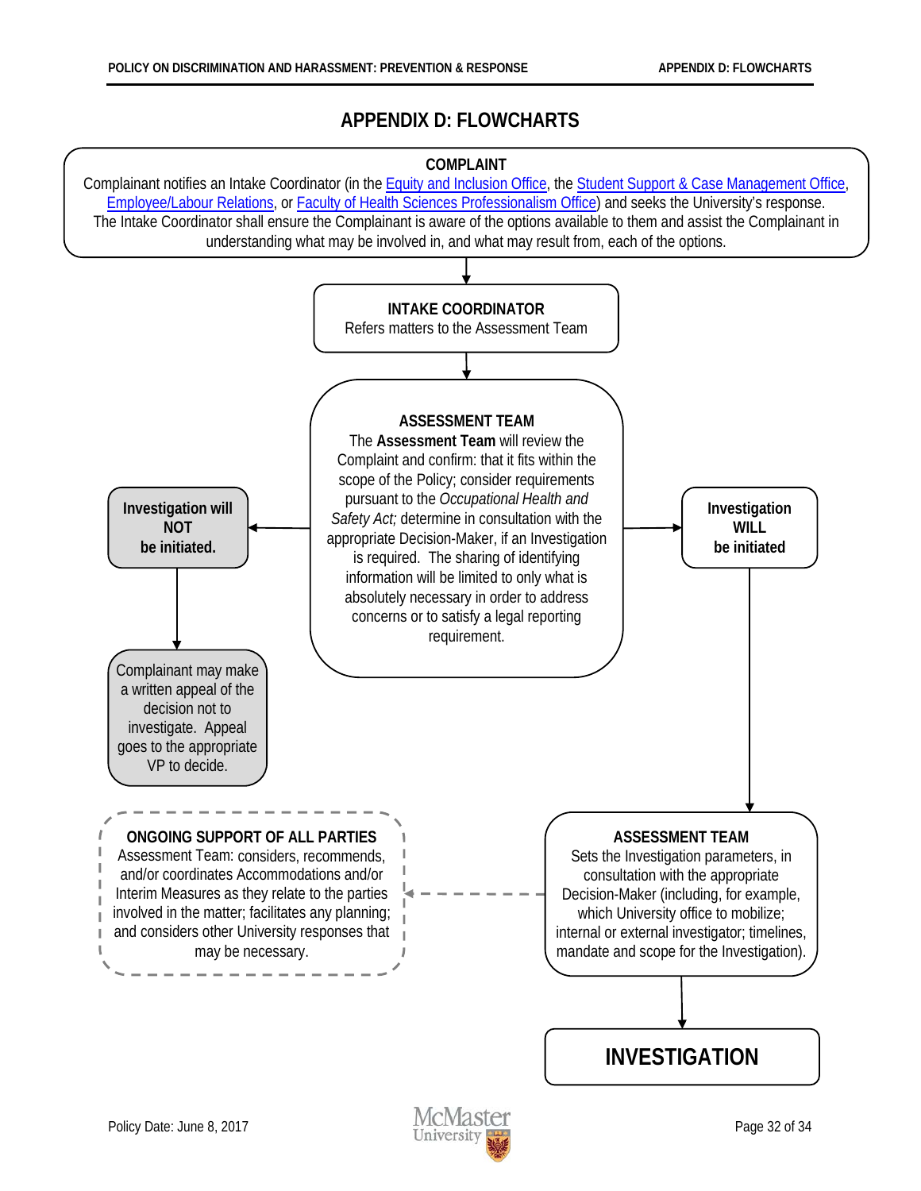# APPENDIX D: FLOWCHARTS

**COMPLAINT**

Complainant notifies an Intake Coordinator (in the Equity and Inclusion Office, the Student Support & Case Management Office, Employee/Labour Relations, or Faculty of Health Sciences Professionalism Office) and seeks the University's response. The Intake Coordinator shall ensure the Complainant is aware of the options available to them and assist the Complainant in understanding what may be involved in, and what may result from, each of the options.

**INTAKE COORDINATOR**

Refers matters to the Assessment Team

**ASSESSMENT TEAM**

The **Assessment Team** will review the Complaint and confirm: that it fits within the scope of the Policy; consider requirements pursuant to the *Occupational Health and Safety Act;* determine in consultation with the appropriate Decision-Maker, if an Investigation is required. The sharing of identifying information will be limited to only what is absolutely necessary in order to address concerns or to satisfy a legal reporting requirement.

**Investigation will NOT be initiated.**

Complainant may make a written appeal of the decision not to investigate. Appeal goes to the appropriate VP to decide.

**Investigation WILL be initiated**

**ASSESSMENT TEAM**

Sets the Investigation parameters, in consultation with the appropriate Decision-Maker (including, for example, which University office to mobilize; internal or external investigator; timelines, mandate and scope for the Investigation).

**ONGOING SUPPORT OF ALL PARTIES**

Assessment Team: considers, recommends, and/or coordinates Accommodations and/or Interim Measures as they relate to the parties involved in the matter; facilitates any planning; and considers other University responses that may be necessary.

**INVESTIGATION**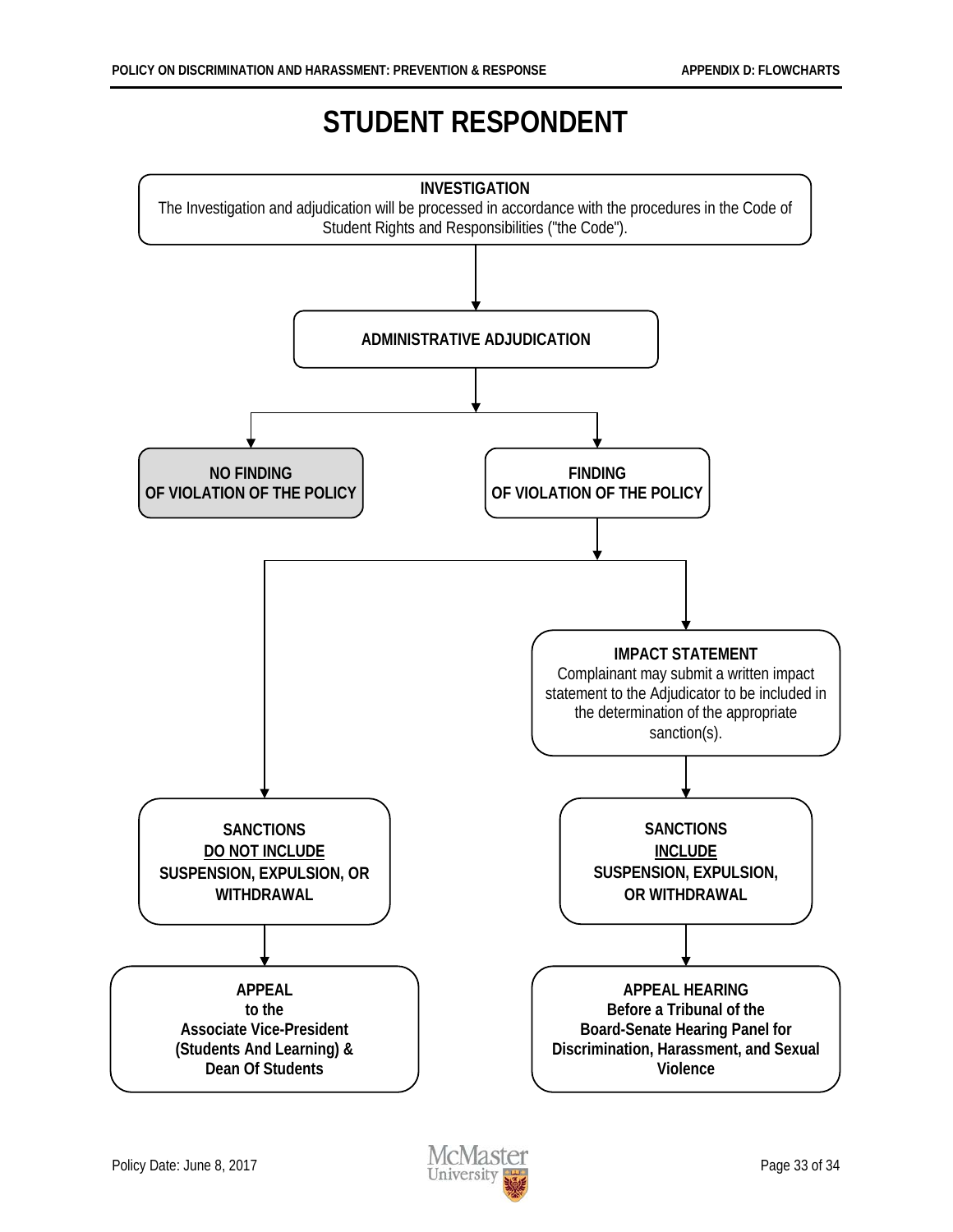# STUDENT RESPONDENT

**INVESTIGATION**
The Investigation and adjudication will be processed in accordance with the procedures in the Code of Student Rights and Responsibilities ("the Code").

**ADMINISTRATIVE ADJUDICATION**

**NO FINDING OF VIOLATION OF THE POLICY**

**FINDING OF VIOLATION OF THE POLICY**

**IMPACT STATEMENT**
Complainant may submit a written impact statement to the Adjudicator to be included in the determination of the appropriate sanction(s).

**SANCTIONS DO NOT INCLUDE SUSPENSION, EXPULSION, OR WITHDRAWAL**

**SANCTIONS INCLUDE SUSPENSION, EXPULSION, OR WITHDRAWAL**

**APPEAL to the Associate Vice-President (Students And Learning) & Dean Of Students**

**APPEAL HEARING Before a Tribunal of the Board-Senate Hearing Panel for Discrimination, Harassment, and Sexual Violence**

Policy Date: June 8, 2017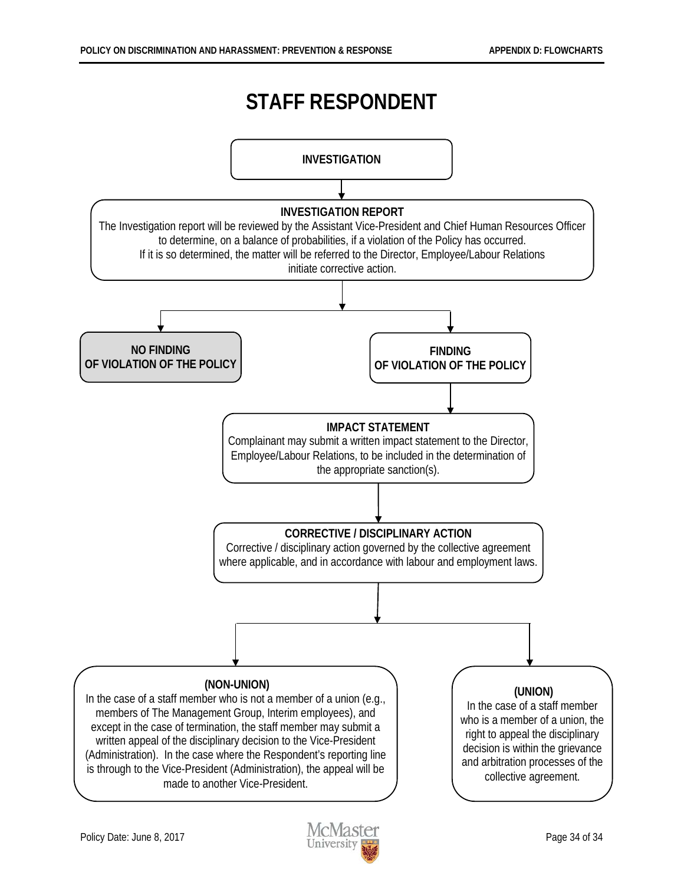# STAFF RESPONDENT

**INVESTIGATION**

**INVESTIGATION REPORT**

The Investigation report will be reviewed by the Assistant Vice-President and Chief Human Resources Officer to determine, on a balance of probabilities, if a violation of the Policy has occurred. If it is so determined, the matter will be referred to the Director, Employee/Labour Relations initiate corrective action.

**NO FINDING OF VIOLATION OF THE POLICY**

**FINDING OF VIOLATION OF THE POLICY**

**IMPACT STATEMENT**

Complainant may submit a written impact statement to the Director, Employee/Labour Relations, to be included in the determination of the appropriate sanction(s).

**CORRECTIVE / DISCIPLINARY ACTION**

Corrective / disciplinary action governed by the collective agreement where applicable, and in accordance with labour and employment laws.

**(NON-UNION)**

In the case of a staff member who is not a member of a union (e.g., members of The Management Group, Interim employees), and except in the case of termination, the staff member may submit a written appeal of the disciplinary decision to the Vice-President (Administration). In the case where the Respondent's reporting line is through to the Vice-President (Administration), the appeal will be made to another Vice-President.

**(UNION)**

In the case of a staff member who is a member of a union, the right to appeal the disciplinary decision is within the grievance and arbitration processes of the collective agreement.

Policy Date: June 8, 2017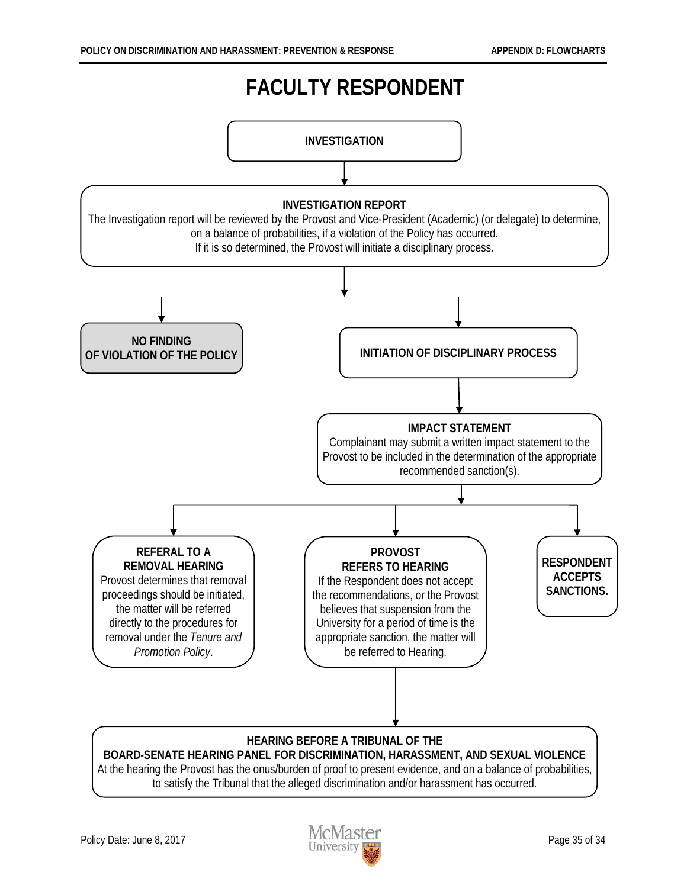# FACULTY RESPONDENT

**INVESTIGATION**

**INVESTIGATION REPORT**
The Investigation report will be reviewed by the Provost and Vice-President (Academic) (or delegate) to determine, on a balance of probabilities, if a violation of the Policy has occurred.
If it is so determined, the Provost will initiate a disciplinary process.

**NO FINDING OF VIOLATION OF THE POLICY**

**INITIATION OF DISCIPLINARY PROCESS**

**IMPACT STATEMENT**
Complainant may submit a written impact statement to the Provost to be included in the determination of the appropriate recommended sanction(s).

**REFERAL TO A REMOVAL HEARING**
Provost determines that removal proceedings should be initiated, the matter will be referred directly to the procedures for removal under the *Tenure and Promotion Policy*.

**PROVOST REFERS TO HEARING**
If the Respondent does not accept the recommendations, or the Provost believes that suspension from the University for a period of time is the appropriate sanction, the matter will be referred to Hearing.

**RESPONDENT ACCEPTS SANCTIONS.**

**HEARING BEFORE A TRIBUNAL OF THE BOARD-SENATE HEARING PANEL FOR DISCRIMINATION, HARASSMENT, AND SEXUAL VIOLENCE**
At the hearing the Provost has the onus/burden of proof to present evidence, and on a balance of probabilities, to satisfy the Tribunal that the alleged discrimination and/or harassment has occurred.

Policy Date: June 8, 2017